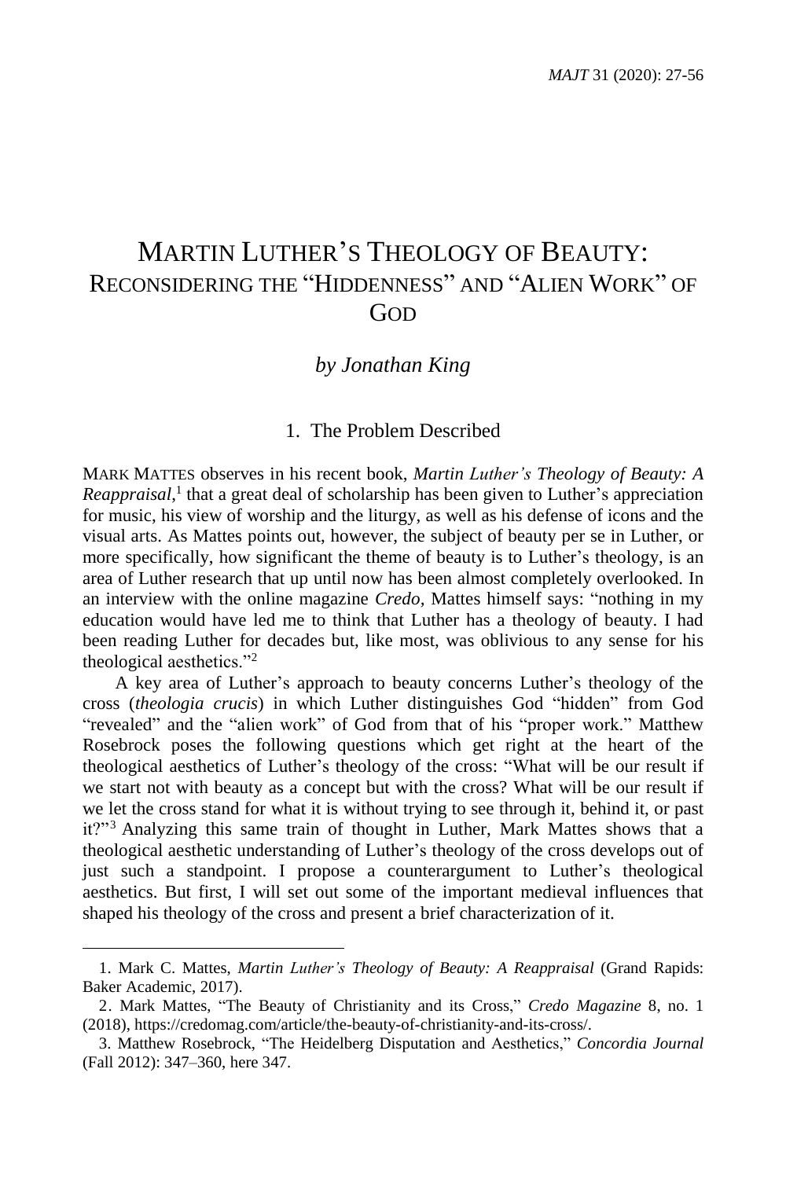# MARTIN LUTHER'S THEOLOGY OF BEAUTY: RECONSIDERING THE "HIDDENNESS" AND "ALIEN WORK" OF GOD

*by Jonathan King*

## 1. The Problem Described

MARK MATTES observes in his recent book, *Martin Luther's Theology of Beauty: A Reappraisal*,[1] that a great deal of scholarship has been given to Luther's appreciation for music, his view of worship and the liturgy, as well as his defense of icons and the visual arts. As Mattes points out, however, the subject of beauty per se in Luther, or more specifically, how significant the theme of beauty is to Luther's theology, is an area of Luther research that up until now has been almost completely overlooked. In an interview with the online magazine *Credo*, Mattes himself says: "nothing in my education would have led me to think that Luther has a theology of beauty. I had been reading Luther for decades but, like most, was oblivious to any sense for his theological aesthetics."[2]

A key area of Luther's approach to beauty concerns Luther's theology of the cross (*theologia crucis*) in which Luther distinguishes God "hidden" from God "revealed" and the "alien work" of God from that of his "proper work." Matthew Rosebrock poses the following questions which get right at the heart of the theological aesthetics of Luther's theology of the cross: "What will be our result if we start not with beauty as a concept but with the cross? What will be our result if we let the cross stand for what it is without trying to see through it, behind it, or past it?"[3] Analyzing this same train of thought in Luther, Mark Mattes shows that a theological aesthetic understanding of Luther's theology of the cross develops out of just such a standpoint. I propose a counterargument to Luther's theological aesthetics. But first, I will set out some of the important medieval influences that shaped his theology of the cross and present a brief characterization of it.

---

1. Mark C. Mattes, *Martin Luther's Theology of Beauty: A Reappraisal* (Grand Rapids: Baker Academic, 2017).

2. Mark Mattes, "The Beauty of Christianity and its Cross," *Credo Magazine* 8, no. 1 (2018), https://credomag.com/article/the-beauty-of-christianity-and-its-cross/.

3. Matthew Rosebrock, "The Heidelberg Disputation and Aesthetics," *Concordia Journal* (Fall 2012): 347–360, here 347.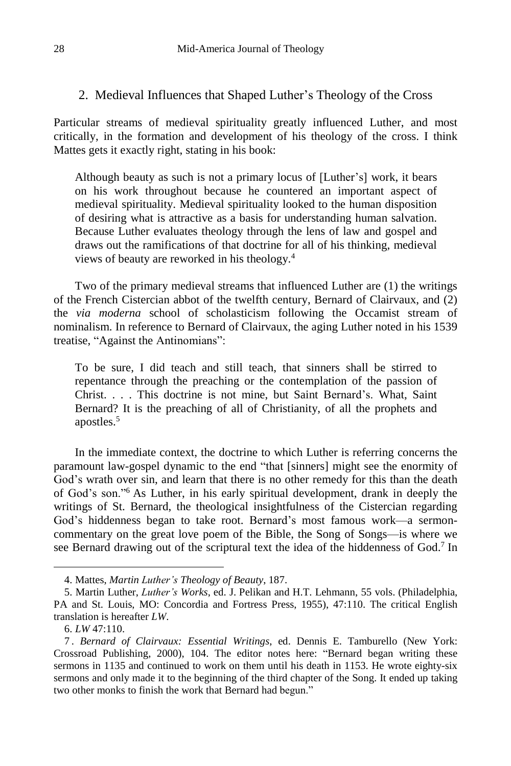## 2. Medieval Influences that Shaped Luther's Theology of the Cross

Particular streams of medieval spirituality greatly influenced Luther, and most critically, in the formation and development of his theology of the cross. I think Mattes gets it exactly right, stating in his book:

> Although beauty as such is not a primary locus of [Luther's] work, it bears on his work throughout because he countered an important aspect of medieval spirituality. Medieval spirituality looked to the human disposition of desiring what is attractive as a basis for understanding human salvation. Because Luther evaluates theology through the lens of law and gospel and draws out the ramifications of that doctrine for all of his thinking, medieval views of beauty are reworked in his theology.[4]

Two of the primary medieval streams that influenced Luther are (1) the writings of the French Cistercian abbot of the twelfth century, Bernard of Clairvaux, and (2) the *via moderna* school of scholasticism following the Occamist stream of nominalism. In reference to Bernard of Clairvaux, the aging Luther noted in his 1539 treatise, "Against the Antinomians":

> To be sure, I did teach and still teach, that sinners shall be stirred to repentance through the preaching or the contemplation of the passion of Christ. . . . This doctrine is not mine, but Saint Bernard's. What, Saint Bernard? It is the preaching of all of Christianity, of all the prophets and apostles.[5]

In the immediate context, the doctrine to which Luther is referring concerns the paramount law-gospel dynamic to the end "that [sinners] might see the enormity of God's wrath over sin, and learn that there is no other remedy for this than the death of God's son."[6] As Luther, in his early spiritual development, drank in deeply the writings of St. Bernard, the theological insightfulness of the Cistercian regarding God's hiddenness began to take root. Bernard's most famous work—a sermon-commentary on the great love poem of the Bible, the Song of Songs—is where we see Bernard drawing out of the scriptural text the idea of the hiddenness of God.[7] In

---

4. Mattes, *Martin Luther's Theology of Beauty*, 187.

5. Martin Luther, *Luther's Works*, ed. J. Pelikan and H.T. Lehmann, 55 vols. (Philadelphia, PA and St. Louis, MO: Concordia and Fortress Press, 1955), 47:110. The critical English translation is hereafter *LW*.

6. *LW* 47:110.

7. *Bernard of Clairvaux: Essential Writings*, ed. Dennis E. Tamburello (New York: Crossroad Publishing, 2000), 104. The editor notes here: "Bernard began writing these sermons in 1135 and continued to work on them until his death in 1153. He wrote eighty-six sermons and only made it to the beginning of the third chapter of the Song. It ended up taking two other monks to finish the work that Bernard had begun."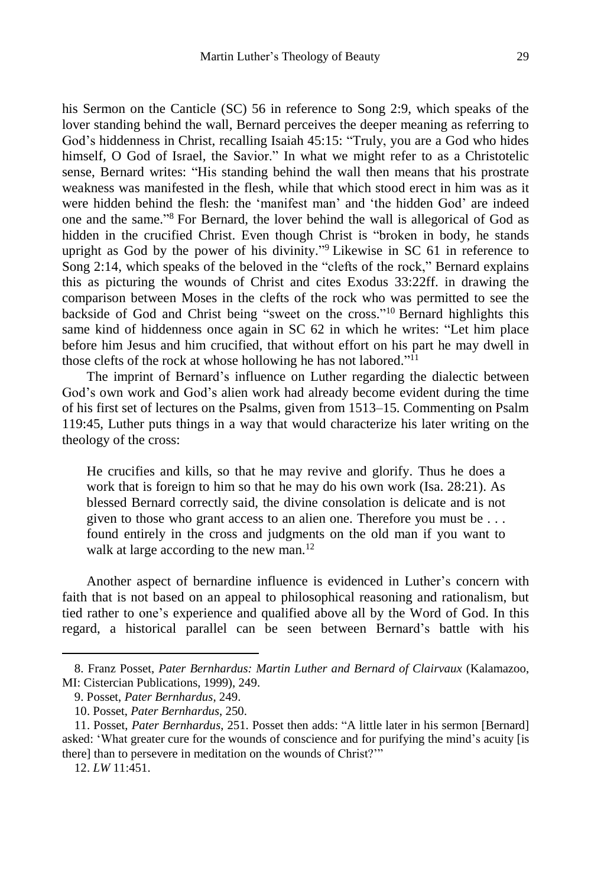his Sermon on the Canticle (SC) 56 in reference to Song 2:9, which speaks of the lover standing behind the wall, Bernard perceives the deeper meaning as referring to God's hiddenness in Christ, recalling Isaiah 45:15: "Truly, you are a God who hides himself, O God of Israel, the Savior." In what we might refer to as a Christotelic sense, Bernard writes: "His standing behind the wall then means that his prostrate weakness was manifested in the flesh, while that which stood erect in him was as it were hidden behind the flesh: the 'manifest man' and 'the hidden God' are indeed one and the same."[8] For Bernard, the lover behind the wall is allegorical of God as hidden in the crucified Christ. Even though Christ is "broken in body, he stands upright as God by the power of his divinity."[9] Likewise in SC 61 in reference to Song 2:14, which speaks of the beloved in the "clefts of the rock," Bernard explains this as picturing the wounds of Christ and cites Exodus 33:22ff. in drawing the comparison between Moses in the clefts of the rock who was permitted to see the backside of God and Christ being "sweet on the cross."[10] Bernard highlights this same kind of hiddenness once again in SC 62 in which he writes: "Let him place before him Jesus and him crucified, that without effort on his part he may dwell in those clefts of the rock at whose hollowing he has not labored."[11]

The imprint of Bernard's influence on Luther regarding the dialectic between God's own work and God's alien work had already become evident during the time of his first set of lectures on the Psalms, given from 1513–15. Commenting on Psalm 119:45, Luther puts things in a way that would characterize his later writing on the theology of the cross:

> He crucifies and kills, so that he may revive and glorify. Thus he does a work that is foreign to him so that he may do his own work (Isa. 28:21). As blessed Bernard correctly said, the divine consolation is delicate and is not given to those who grant access to an alien one. Therefore you must be . . . found entirely in the cross and judgments on the old man if you want to walk at large according to the new man.[12]

Another aspect of bernardine influence is evidenced in Luther's concern with faith that is not based on an appeal to philosophical reasoning and rationalism, but tied rather to one's experience and qualified above all by the Word of God. In this regard, a historical parallel can be seen between Bernard's battle with his

---

8. Franz Posset, *Pater Bernhardus: Martin Luther and Bernard of Clairvaux* (Kalamazoo, MI: Cistercian Publications, 1999), 249.

9. Posset, *Pater Bernhardus*, 249.

10. Posset, *Pater Bernhardus*, 250.

11. Posset, *Pater Bernhardus*, 251. Posset then adds: "A little later in his sermon [Bernard] asked: 'What greater cure for the wounds of conscience and for purifying the mind's acuity [is there] than to persevere in meditation on the wounds of Christ?'"

12. *LW* 11:451.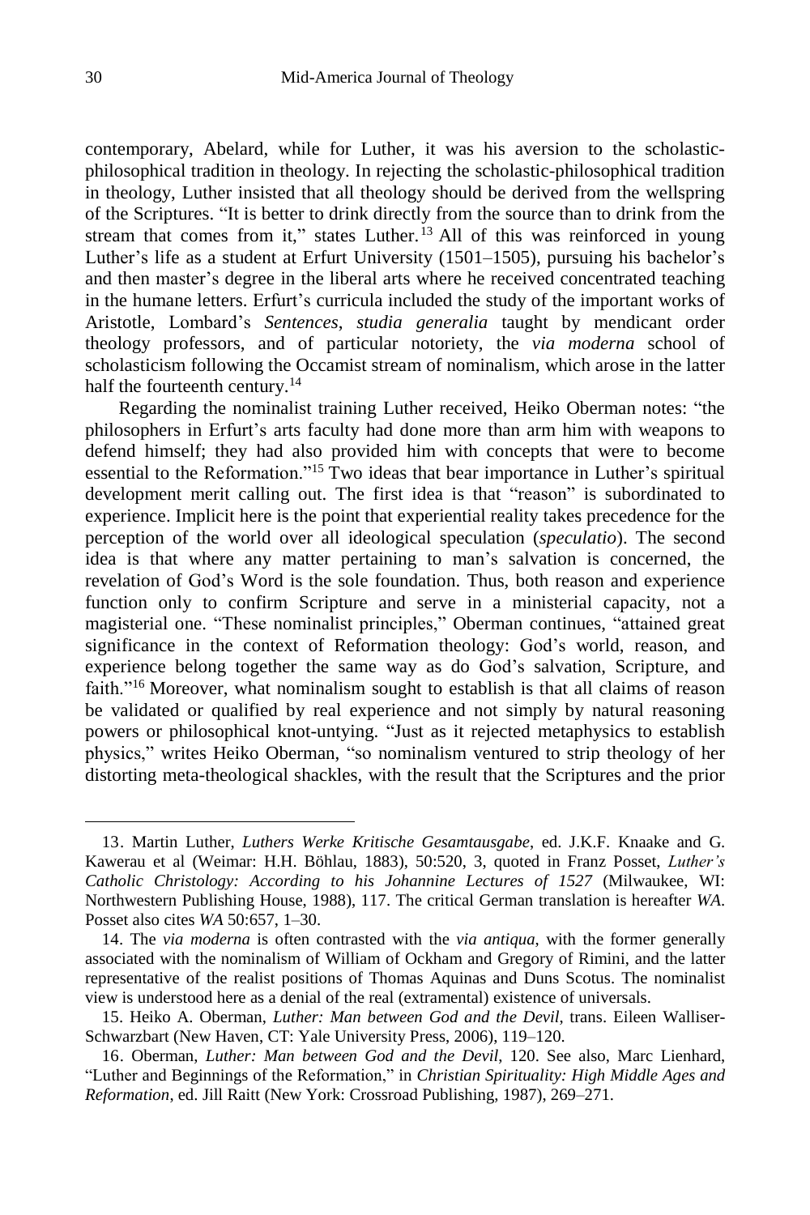contemporary, Abelard, while for Luther, it was his aversion to the scholastic-philosophical tradition in theology. In rejecting the scholastic-philosophical tradition in theology, Luther insisted that all theology should be derived from the wellspring of the Scriptures. "It is better to drink directly from the source than to drink from the stream that comes from it," states Luther.[13] All of this was reinforced in young Luther's life as a student at Erfurt University (1501–1505), pursuing his bachelor's and then master's degree in the liberal arts where he received concentrated teaching in the humane letters. Erfurt's curricula included the study of the important works of Aristotle, Lombard's *Sentences*, *studia generalia* taught by mendicant order theology professors, and of particular notoriety, the *via moderna* school of scholasticism following the Occamist stream of nominalism, which arose in the latter half the fourteenth century.[14]

Regarding the nominalist training Luther received, Heiko Oberman notes: "the philosophers in Erfurt's arts faculty had done more than arm him with weapons to defend himself; they had also provided him with concepts that were to become essential to the Reformation."[15] Two ideas that bear importance in Luther's spiritual development merit calling out. The first idea is that "reason" is subordinated to experience. Implicit here is the point that experiential reality takes precedence for the perception of the world over all ideological speculation (*speculatio*). The second idea is that where any matter pertaining to man's salvation is concerned, the revelation of God's Word is the sole foundation. Thus, both reason and experience function only to confirm Scripture and serve in a ministerial capacity, not a magisterial one. "These nominalist principles," Oberman continues, "attained great significance in the context of Reformation theology: God's world, reason, and experience belong together the same way as do God's salvation, Scripture, and faith."[16] Moreover, what nominalism sought to establish is that all claims of reason be validated or qualified by real experience and not simply by natural reasoning powers or philosophical knot-untying. "Just as it rejected metaphysics to establish physics," writes Heiko Oberman, "so nominalism ventured to strip theology of her distorting meta-theological shackles, with the result that the Scriptures and the prior

---

13. Martin Luther, *Luthers Werke Kritische Gesamtausgabe*, ed. J.K.F. Knaake and G. Kawerau et al (Weimar: H.H. Böhlau, 1883), 50:520, 3, quoted in Franz Posset, *Luther's Catholic Christology: According to his Johannine Lectures of 1527* (Milwaukee, WI: Northwestern Publishing House, 1988), 117. The critical German translation is hereafter *WA*. Posset also cites *WA* 50:657, 1–30.

14. The *via moderna* is often contrasted with the *via antiqua*, with the former generally associated with the nominalism of William of Ockham and Gregory of Rimini, and the latter representative of the realist positions of Thomas Aquinas and Duns Scotus. The nominalist view is understood here as a denial of the real (extramental) existence of universals.

15. Heiko A. Oberman, *Luther: Man between God and the Devil*, trans. Eileen Walliser-Schwarzbart (New Haven, CT: Yale University Press, 2006), 119–120.

16. Oberman, *Luther: Man between God and the Devil*, 120. See also, Marc Lienhard, "Luther and Beginnings of the Reformation," in *Christian Spirituality: High Middle Ages and Reformation*, ed. Jill Raitt (New York: Crossroad Publishing, 1987), 269–271.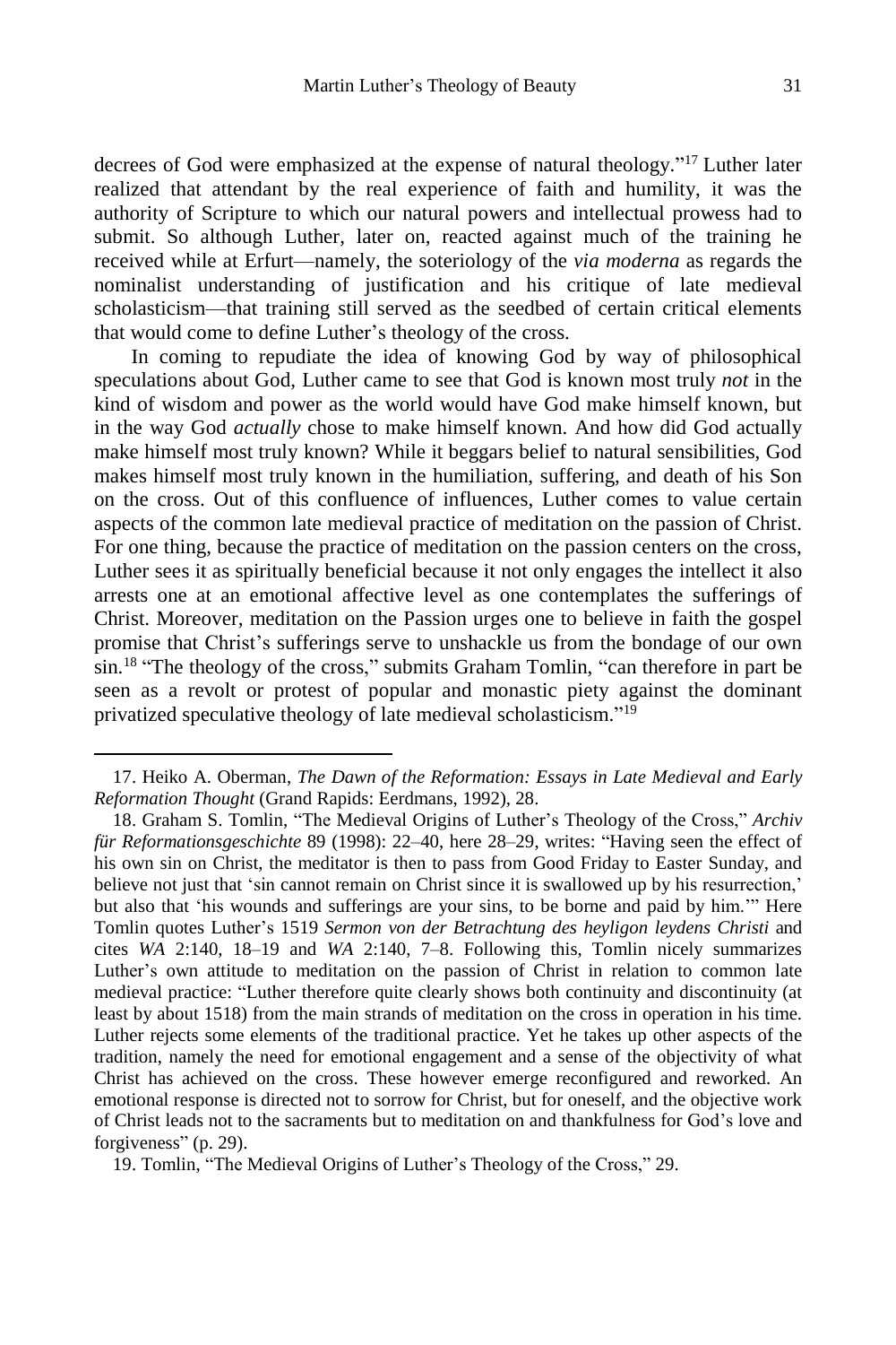decrees of God were emphasized at the expense of natural theology."[17] Luther later realized that attendant by the real experience of faith and humility, it was the authority of Scripture to which our natural powers and intellectual prowess had to submit. So although Luther, later on, reacted against much of the training he received while at Erfurt—namely, the soteriology of the *via moderna* as regards the nominalist understanding of justification and his critique of late medieval scholasticism—that training still served as the seedbed of certain critical elements that would come to define Luther's theology of the cross.

In coming to repudiate the idea of knowing God by way of philosophical speculations about God, Luther came to see that God is known most truly *not* in the kind of wisdom and power as the world would have God make himself known, but in the way God *actually* chose to make himself known. And how did God actually make himself most truly known? While it beggars belief to natural sensibilities, God makes himself most truly known in the humiliation, suffering, and death of his Son on the cross. Out of this confluence of influences, Luther comes to value certain aspects of the common late medieval practice of meditation on the passion of Christ. For one thing, because the practice of meditation on the passion centers on the cross, Luther sees it as spiritually beneficial because it not only engages the intellect it also arrests one at an emotional affective level as one contemplates the sufferings of Christ. Moreover, meditation on the Passion urges one to believe in faith the gospel promise that Christ's sufferings serve to unshackle us from the bondage of our own sin.[18] "The theology of the cross," submits Graham Tomlin, "can therefore in part be seen as a revolt or protest of popular and monastic piety against the dominant privatized speculative theology of late medieval scholasticism."[19]

---

17. Heiko A. Oberman, *The Dawn of the Reformation: Essays in Late Medieval and Early Reformation Thought* (Grand Rapids: Eerdmans, 1992), 28.

18. Graham S. Tomlin, "The Medieval Origins of Luther's Theology of the Cross," *Archiv für Reformationsgeschichte* 89 (1998): 22–40, here 28–29, writes: "Having seen the effect of his own sin on Christ, the meditator is then to pass from Good Friday to Easter Sunday, and believe not just that 'sin cannot remain on Christ since it is swallowed up by his resurrection,' but also that 'his wounds and sufferings are your sins, to be borne and paid by him.'" Here Tomlin quotes Luther's 1519 *Sermon von der Betrachtung des heyligon leydens Christi* and cites *WA* 2:140, 18–19 and *WA* 2:140, 7–8. Following this, Tomlin nicely summarizes Luther's own attitude to meditation on the passion of Christ in relation to common late medieval practice: "Luther therefore quite clearly shows both continuity and discontinuity (at least by about 1518) from the main strands of meditation on the cross in operation in his time. Luther rejects some elements of the traditional practice. Yet he takes up other aspects of the tradition, namely the need for emotional engagement and a sense of the objectivity of what Christ has achieved on the cross. These however emerge reconfigured and reworked. An emotional response is directed not to sorrow for Christ, but for oneself, and the objective work of Christ leads not to the sacraments but to meditation on and thankfulness for God's love and forgiveness" (p. 29).

19. Tomlin, "The Medieval Origins of Luther's Theology of the Cross," 29.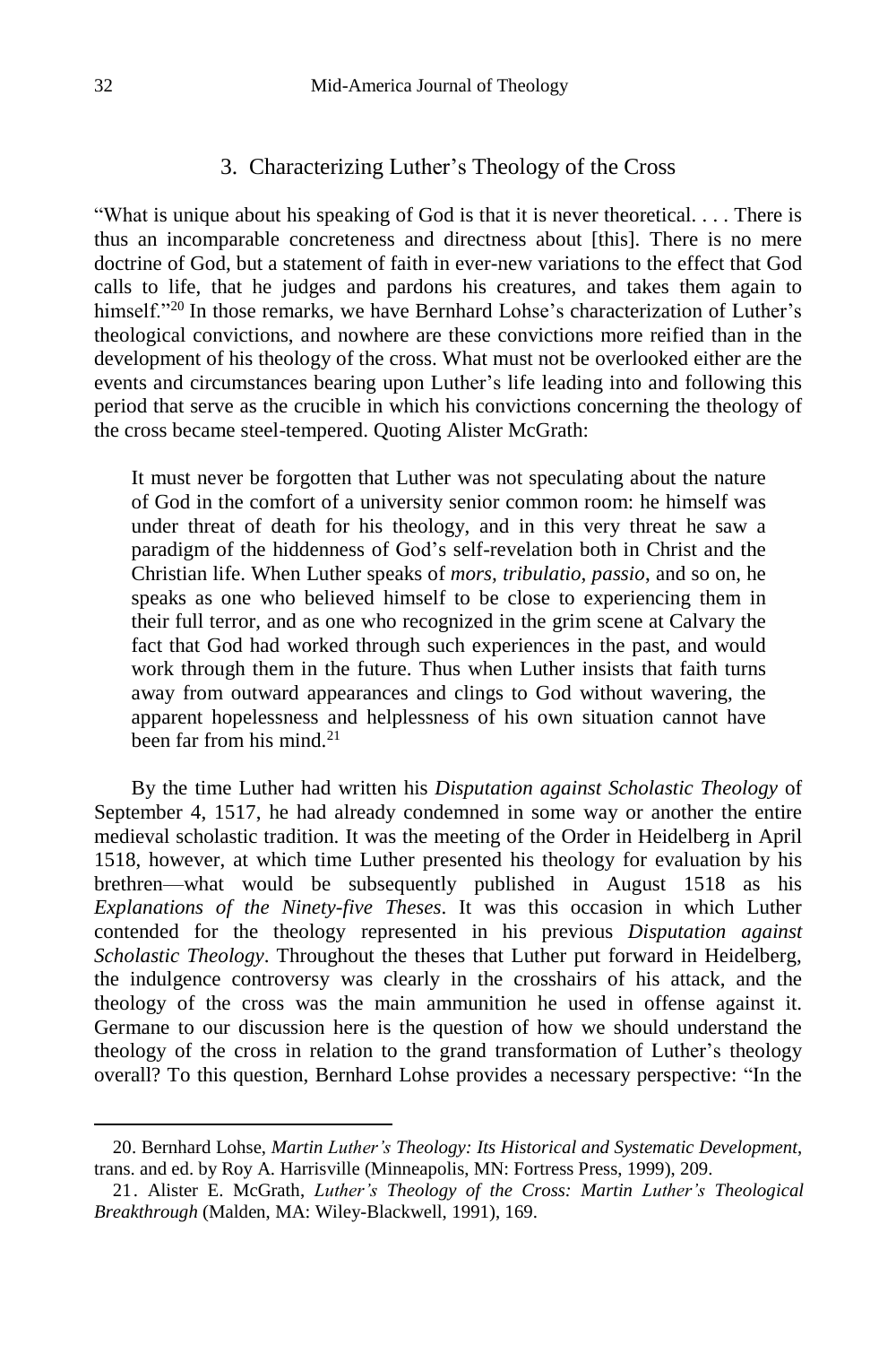## 3. Characterizing Luther's Theology of the Cross

"What is unique about his speaking of God is that it is never theoretical. . . . There is thus an incomparable concreteness and directness about [this]. There is no mere doctrine of God, but a statement of faith in ever-new variations to the effect that God calls to life, that he judges and pardons his creatures, and takes them again to himself."[20] In those remarks, we have Bernhard Lohse's characterization of Luther's theological convictions, and nowhere are these convictions more reified than in the development of his theology of the cross. What must not be overlooked either are the events and circumstances bearing upon Luther's life leading into and following this period that serve as the crucible in which his convictions concerning the theology of the cross became steel-tempered. Quoting Alister McGrath:

> It must never be forgotten that Luther was not speculating about the nature of God in the comfort of a university senior common room: he himself was under threat of death for his theology, and in this very threat he saw a paradigm of the hiddenness of God's self-revelation both in Christ and the Christian life. When Luther speaks of *mors*, *tribulatio*, *passio*, and so on, he speaks as one who believed himself to be close to experiencing them in their full terror, and as one who recognized in the grim scene at Calvary the fact that God had worked through such experiences in the past, and would work through them in the future. Thus when Luther insists that faith turns away from outward appearances and clings to God without wavering, the apparent hopelessness and helplessness of his own situation cannot have been far from his mind.[21]

By the time Luther had written his *Disputation against Scholastic Theology* of September 4, 1517, he had already condemned in some way or another the entire medieval scholastic tradition. It was the meeting of the Order in Heidelberg in April 1518, however, at which time Luther presented his theology for evaluation by his brethren—what would be subsequently published in August 1518 as his *Explanations of the Ninety-five Theses*. It was this occasion in which Luther contended for the theology represented in his previous *Disputation against Scholastic Theology*. Throughout the theses that Luther put forward in Heidelberg, the indulgence controversy was clearly in the crosshairs of his attack, and the theology of the cross was the main ammunition he used in offense against it. Germane to our discussion here is the question of how we should understand the theology of the cross in relation to the grand transformation of Luther's theology overall? To this question, Bernhard Lohse provides a necessary perspective: "In the

---

20. Bernhard Lohse, *Martin Luther's Theology: Its Historical and Systematic Development*, trans. and ed. by Roy A. Harrisville (Minneapolis, MN: Fortress Press, 1999), 209.

21. Alister E. McGrath, *Luther's Theology of the Cross: Martin Luther's Theological Breakthrough* (Malden, MA: Wiley-Blackwell, 1991), 169.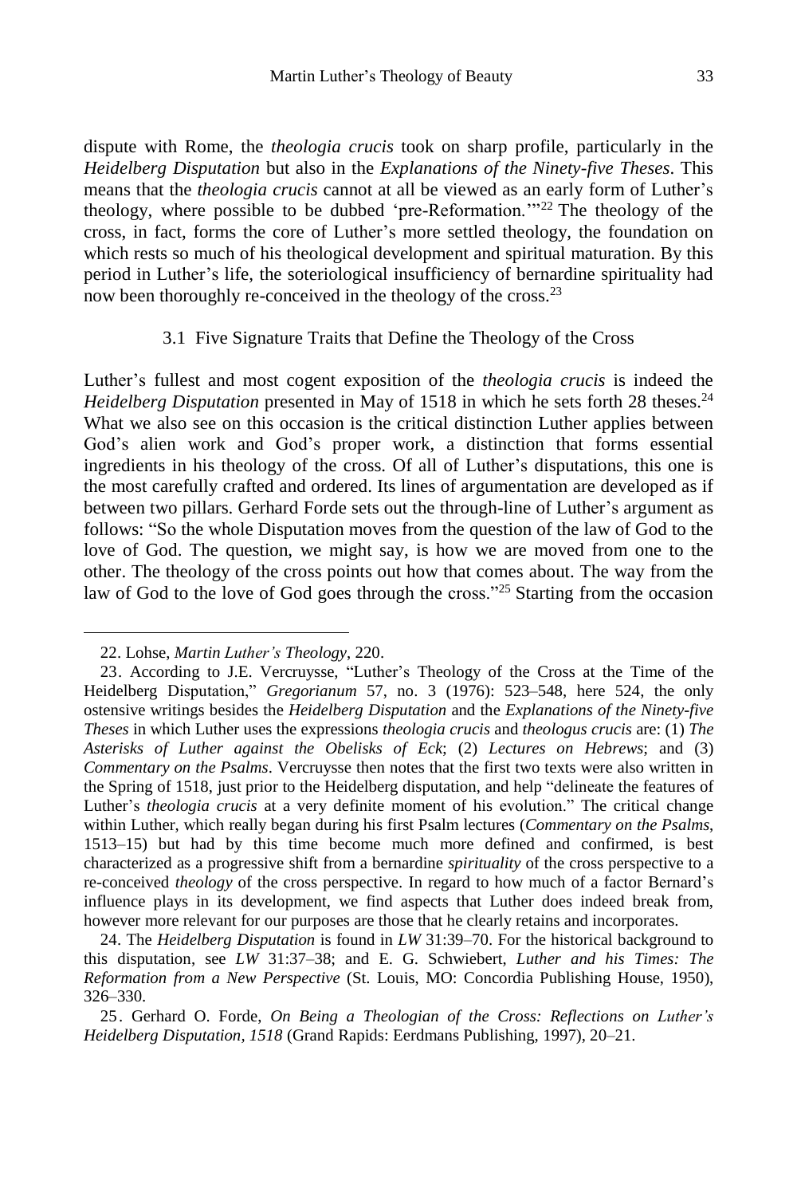dispute with Rome, the *theologia crucis* took on sharp profile, particularly in the *Heidelberg Disputation* but also in the *Explanations of the Ninety-five Theses*. This means that the *theologia crucis* cannot at all be viewed as an early form of Luther's theology, where possible to be dubbed 'pre-Reformation.'"[22] The theology of the cross, in fact, forms the core of Luther's more settled theology, the foundation on which rests so much of his theological development and spiritual maturation. By this period in Luther's life, the soteriological insufficiency of bernardine spirituality had now been thoroughly re-conceived in the theology of the cross.[23]

### 3.1 Five Signature Traits that Define the Theology of the Cross

Luther's fullest and most cogent exposition of the *theologia crucis* is indeed the *Heidelberg Disputation* presented in May of 1518 in which he sets forth 28 theses.[24] What we also see on this occasion is the critical distinction Luther applies between God's alien work and God's proper work, a distinction that forms essential ingredients in his theology of the cross. Of all of Luther's disputations, this one is the most carefully crafted and ordered. Its lines of argumentation are developed as if between two pillars. Gerhard Forde sets out the through-line of Luther's argument as follows: "So the whole Disputation moves from the question of the law of God to the love of God. The question, we might say, is how we are moved from one to the other. The theology of the cross points out how that comes about. The way from the law of God to the love of God goes through the cross."[25] Starting from the occasion

---

22. Lohse, *Martin Luther's Theology*, 220.

23. According to J.E. Vercruysse, "Luther's Theology of the Cross at the Time of the Heidelberg Disputation," *Gregorianum* 57, no. 3 (1976): 523–548, here 524, the only ostensive writings besides the *Heidelberg Disputation* and the *Explanations of the Ninety-five Theses* in which Luther uses the expressions *theologia crucis* and *theologus crucis* are: (1) *The Asterisks of Luther against the Obelisks of Eck*; (2) *Lectures on Hebrews*; and (3) *Commentary on the Psalms*. Vercruysse then notes that the first two texts were also written in the Spring of 1518, just prior to the Heidelberg disputation, and help "delineate the features of Luther's *theologia crucis* at a very definite moment of his evolution." The critical change within Luther, which really began during his first Psalm lectures (*Commentary on the Psalms*, 1513–15) but had by this time become much more defined and confirmed, is best characterized as a progressive shift from a bernardine *spirituality* of the cross perspective to a re-conceived *theology* of the cross perspective. In regard to how much of a factor Bernard's influence plays in its development, we find aspects that Luther does indeed break from, however more relevant for our purposes are those that he clearly retains and incorporates.

24. The *Heidelberg Disputation* is found in *LW* 31:39–70. For the historical background to this disputation, see *LW* 31:37–38; and E. G. Schwiebert, *Luther and his Times: The Reformation from a New Perspective* (St. Louis, MO: Concordia Publishing House, 1950), 326–330.

25. Gerhard O. Forde, *On Being a Theologian of the Cross: Reflections on Luther's Heidelberg Disputation, 1518* (Grand Rapids: Eerdmans Publishing, 1997), 20–21.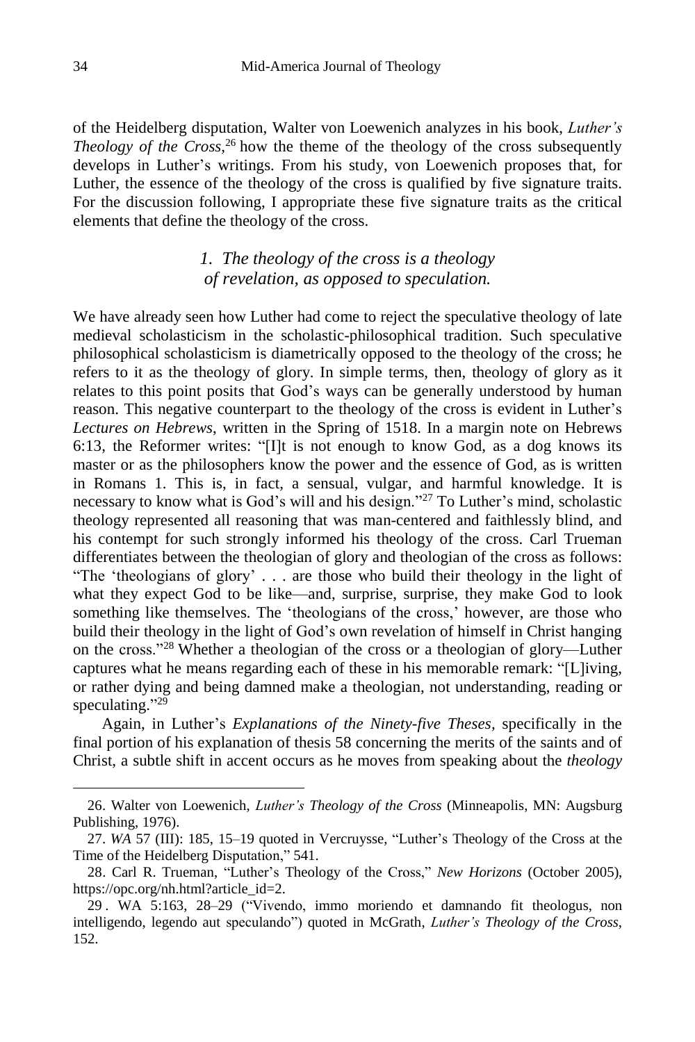of the Heidelberg disputation, Walter von Loewenich analyzes in his book, *Luther's Theology of the Cross*,[26] how the theme of the theology of the cross subsequently develops in Luther's writings. From his study, von Loewenich proposes that, for Luther, the essence of the theology of the cross is qualified by five signature traits. For the discussion following, I appropriate these five signature traits as the critical elements that define the theology of the cross.

### *1. The theology of the cross is a theology of revelation, as opposed to speculation.*

We have already seen how Luther had come to reject the speculative theology of late medieval scholasticism in the scholastic-philosophical tradition. Such speculative philosophical scholasticism is diametrically opposed to the theology of the cross; he refers to it as the theology of glory. In simple terms, then, theology of glory as it relates to this point posits that God's ways can be generally understood by human reason. This negative counterpart to the theology of the cross is evident in Luther's *Lectures on Hebrews*, written in the Spring of 1518. In a margin note on Hebrews 6:13, the Reformer writes: "[I]t is not enough to know God, as a dog knows its master or as the philosophers know the power and the essence of God, as is written in Romans 1. This is, in fact, a sensual, vulgar, and harmful knowledge. It is necessary to know what is God's will and his design."[27] To Luther's mind, scholastic theology represented all reasoning that was man-centered and faithlessly blind, and his contempt for such strongly informed his theology of the cross. Carl Trueman differentiates between the theologian of glory and theologian of the cross as follows: "The 'theologians of glory' . . . are those who build their theology in the light of what they expect God to be like—and, surprise, surprise, they make God to look something like themselves. The 'theologians of the cross,' however, are those who build their theology in the light of God's own revelation of himself in Christ hanging on the cross."[28] Whether a theologian of the cross or a theologian of glory—Luther captures what he means regarding each of these in his memorable remark: "[L]iving, or rather dying and being damned make a theologian, not understanding, reading or speculating."[29]

Again, in Luther's *Explanations of the Ninety-five Theses*, specifically in the final portion of his explanation of thesis 58 concerning the merits of the saints and of Christ, a subtle shift in accent occurs as he moves from speaking about the *theology*

---

26. Walter von Loewenich, *Luther's Theology of the Cross* (Minneapolis, MN: Augsburg Publishing, 1976).

27. *WA* 57 (III): 185, 15–19 quoted in Vercruysse, "Luther's Theology of the Cross at the Time of the Heidelberg Disputation," 541.

28. Carl R. Trueman, "Luther's Theology of the Cross," *New Horizons* (October 2005), https://opc.org/nh.html?article_id=2.

29. WA 5:163, 28–29 ("Vivendo, immo moriendo et damnando fit theologus, non intelligendo, legendo aut speculando") quoted in McGrath, *Luther's Theology of the Cross*, 152.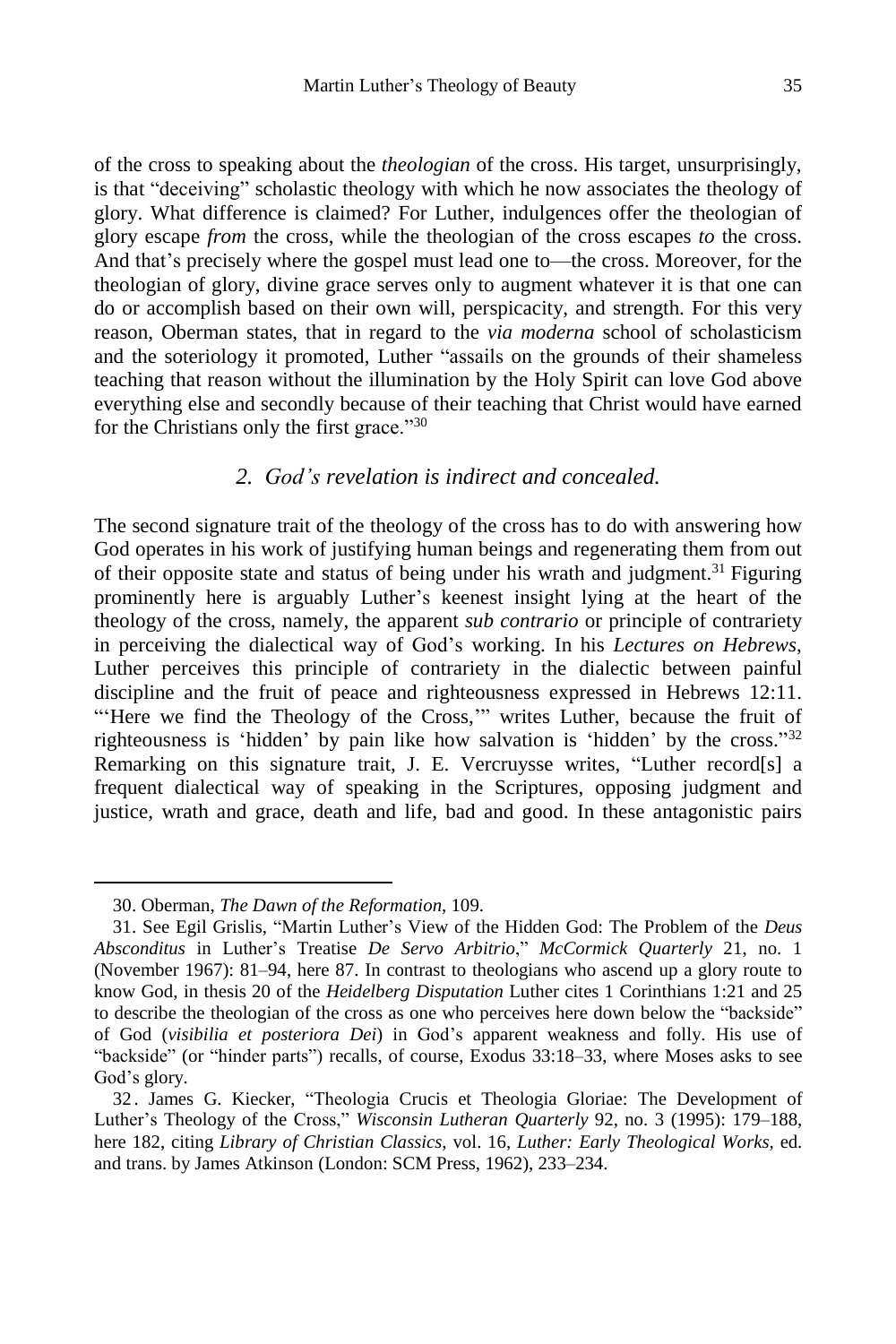of the cross to speaking about the *theologian* of the cross. His target, unsurprisingly, is that "deceiving" scholastic theology with which he now associates the theology of glory. What difference is claimed? For Luther, indulgences offer the theologian of glory escape *from* the cross, while the theologian of the cross escapes *to* the cross. And that's precisely where the gospel must lead one to—the cross. Moreover, for the theologian of glory, divine grace serves only to augment whatever it is that one can do or accomplish based on their own will, perspicacity, and strength. For this very reason, Oberman states, that in regard to the *via moderna* school of scholasticism and the soteriology it promoted, Luther "assails on the grounds of their shameless teaching that reason without the illumination by the Holy Spirit can love God above everything else and secondly because of their teaching that Christ would have earned for the Christians only the first grace."[30]

### *2. God's revelation is indirect and concealed.*

The second signature trait of the theology of the cross has to do with answering how God operates in his work of justifying human beings and regenerating them from out of their opposite state and status of being under his wrath and judgment.[31] Figuring prominently here is arguably Luther's keenest insight lying at the heart of the theology of the cross, namely, the apparent *sub contrario* or principle of contrariety in perceiving the dialectical way of God's working. In his *Lectures on Hebrews*, Luther perceives this principle of contrariety in the dialectic between painful discipline and the fruit of peace and righteousness expressed in Hebrews 12:11. "'Here we find the Theology of the Cross,'" writes Luther, because the fruit of righteousness is 'hidden' by pain like how salvation is 'hidden' by the cross."[32] Remarking on this signature trait, J. E. Vercruysse writes, "Luther record[s] a frequent dialectical way of speaking in the Scriptures, opposing judgment and justice, wrath and grace, death and life, bad and good. In these antagonistic pairs

---

30. Oberman, *The Dawn of the Reformation*, 109.

31. See Egil Grislis, "Martin Luther's View of the Hidden God: The Problem of the *Deus Absconditus* in Luther's Treatise *De Servo Arbitrio*," *McCormick Quarterly* 21, no. 1 (November 1967): 81–94, here 87. In contrast to theologians who ascend up a glory route to know God, in thesis 20 of the *Heidelberg Disputation* Luther cites 1 Corinthians 1:21 and 25 to describe the theologian of the cross as one who perceives here down below the "backside" of God (*visibilia et posteriora Dei*) in God's apparent weakness and folly. His use of "backside" (or "hinder parts") recalls, of course, Exodus 33:18–33, where Moses asks to see God's glory.

32. James G. Kiecker, "Theologia Crucis et Theologia Gloriae: The Development of Luther's Theology of the Cross," *Wisconsin Lutheran Quarterly* 92, no. 3 (1995): 179–188, here 182, citing *Library of Christian Classics,* vol. 16, *Luther: Early Theological Works*, ed. and trans. by James Atkinson (London: SCM Press, 1962), 233–234.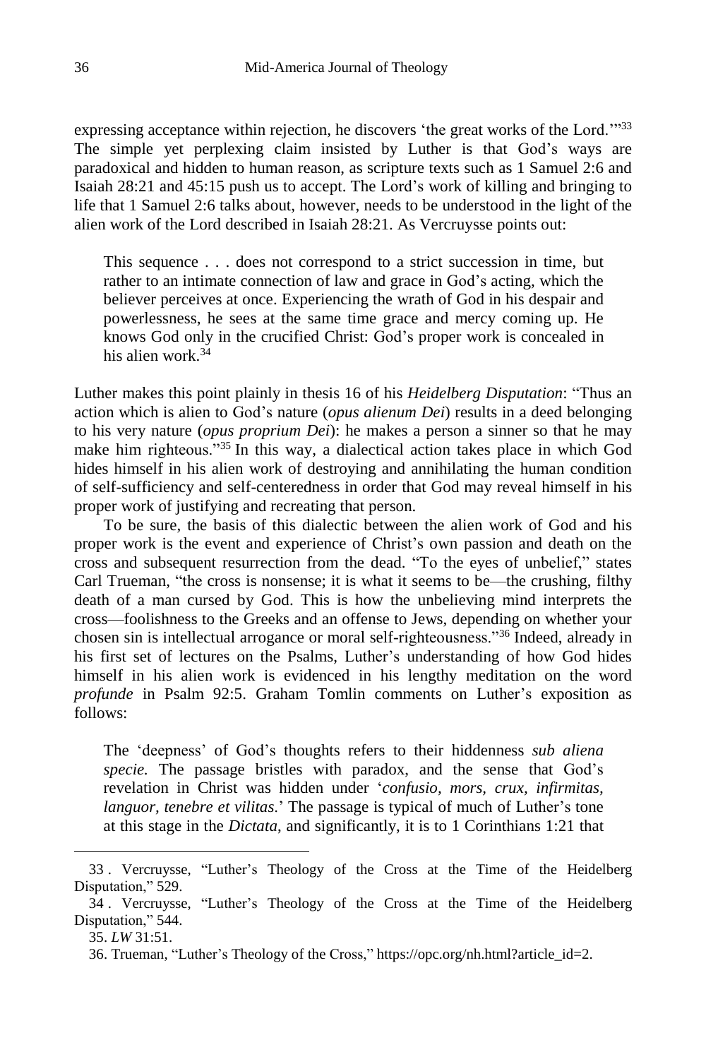expressing acceptance within rejection, he discovers 'the great works of the Lord.'"[33] The simple yet perplexing claim insisted by Luther is that God's ways are paradoxical and hidden to human reason, as scripture texts such as 1 Samuel 2:6 and Isaiah 28:21 and 45:15 push us to accept. The Lord's work of killing and bringing to life that 1 Samuel 2:6 talks about, however, needs to be understood in the light of the alien work of the Lord described in Isaiah 28:21. As Vercruysse points out:

> This sequence . . . does not correspond to a strict succession in time, but rather to an intimate connection of law and grace in God's acting, which the believer perceives at once. Experiencing the wrath of God in his despair and powerlessness, he sees at the same time grace and mercy coming up. He knows God only in the crucified Christ: God's proper work is concealed in his alien work.[34]

Luther makes this point plainly in thesis 16 of his *Heidelberg Disputation*: "Thus an action which is alien to God's nature (*opus alienum Dei*) results in a deed belonging to his very nature (*opus proprium Dei*): he makes a person a sinner so that he may make him righteous."[35] In this way, a dialectical action takes place in which God hides himself in his alien work of destroying and annihilating the human condition of self-sufficiency and self-centeredness in order that God may reveal himself in his proper work of justifying and recreating that person.

To be sure, the basis of this dialectic between the alien work of God and his proper work is the event and experience of Christ's own passion and death on the cross and subsequent resurrection from the dead. "To the eyes of unbelief," states Carl Trueman, "the cross is nonsense; it is what it seems to be—the crushing, filthy death of a man cursed by God. This is how the unbelieving mind interprets the cross—foolishness to the Greeks and an offense to Jews, depending on whether your chosen sin is intellectual arrogance or moral self-righteousness."[36] Indeed, already in his first set of lectures on the Psalms, Luther's understanding of how God hides himself in his alien work is evidenced in his lengthy meditation on the word *profunde* in Psalm 92:5. Graham Tomlin comments on Luther's exposition as follows:

> The 'deepness' of God's thoughts refers to their hiddenness *sub aliena specie.* The passage bristles with paradox, and the sense that God's revelation in Christ was hidden under '*confusio, mors, crux, infirmitas, languor, tenebre et vilitas*.' The passage is typical of much of Luther's tone at this stage in the *Dictata*, and significantly, it is to 1 Corinthians 1:21 that

---

33. Vercruysse, "Luther's Theology of the Cross at the Time of the Heidelberg Disputation," 529.

34. Vercruysse, "Luther's Theology of the Cross at the Time of the Heidelberg Disputation," 544.

35. *LW* 31:51.

36. Trueman, "Luther's Theology of the Cross," https://opc.org/nh.html?article_id=2.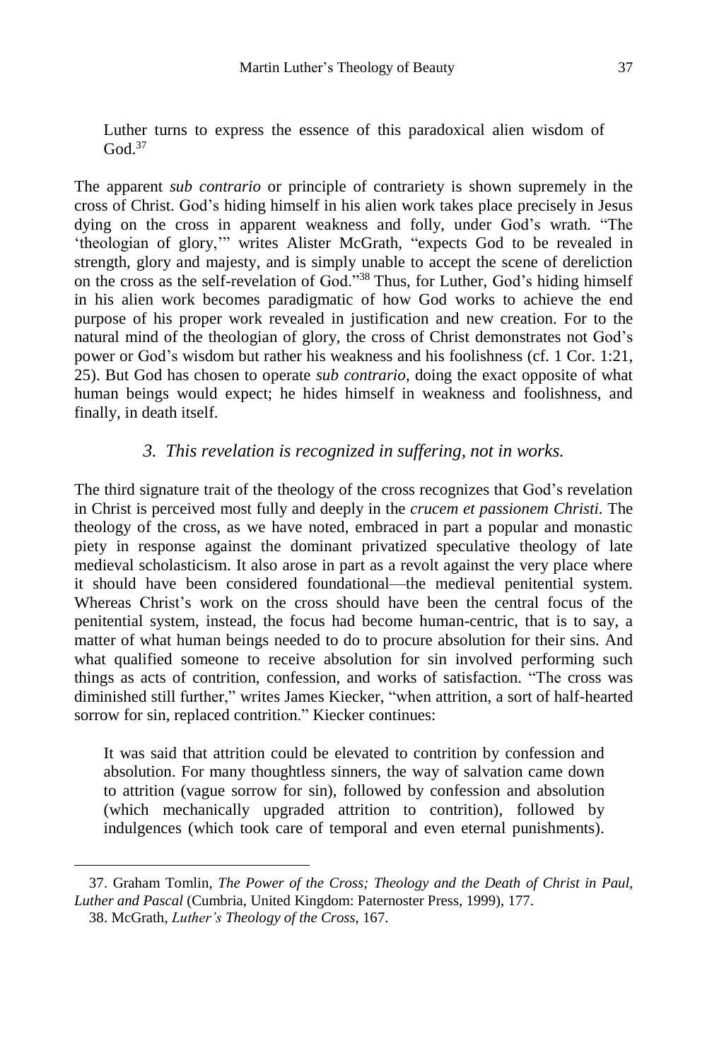> Luther turns to express the essence of this paradoxical alien wisdom of God.[37]

The apparent *sub contrario* or principle of contrariety is shown supremely in the cross of Christ. God's hiding himself in his alien work takes place precisely in Jesus dying on the cross in apparent weakness and folly, under God's wrath. "The 'theologian of glory,'" writes Alister McGrath, "expects God to be revealed in strength, glory and majesty, and is simply unable to accept the scene of dereliction on the cross as the self-revelation of God."[38] Thus, for Luther, God's hiding himself in his alien work becomes paradigmatic of how God works to achieve the end purpose of his proper work revealed in justification and new creation. For to the natural mind of the theologian of glory, the cross of Christ demonstrates not God's power or God's wisdom but rather his weakness and his foolishness (cf. 1 Cor. 1:21, 25). But God has chosen to operate *sub contrario*, doing the exact opposite of what human beings would expect; he hides himself in weakness and foolishness, and finally, in death itself.

### *3. This revelation is recognized in suffering, not in works.*

The third signature trait of the theology of the cross recognizes that God's revelation in Christ is perceived most fully and deeply in the *crucem et passionem Christi*. The theology of the cross, as we have noted, embraced in part a popular and monastic piety in response against the dominant privatized speculative theology of late medieval scholasticism. It also arose in part as a revolt against the very place where it should have been considered foundational—the medieval penitential system. Whereas Christ's work on the cross should have been the central focus of the penitential system, instead, the focus had become human-centric, that is to say, a matter of what human beings needed to do to procure absolution for their sins. And what qualified someone to receive absolution for sin involved performing such things as acts of contrition, confession, and works of satisfaction. "The cross was diminished still further," writes James Kiecker, "when attrition, a sort of half-hearted sorrow for sin, replaced contrition." Kiecker continues:

> It was said that attrition could be elevated to contrition by confession and absolution. For many thoughtless sinners, the way of salvation came down to attrition (vague sorrow for sin), followed by confession and absolution (which mechanically upgraded attrition to contrition), followed by indulgences (which took care of temporal and even eternal punishments).

---

37. Graham Tomlin, *The Power of the Cross; Theology and the Death of Christ in Paul, Luther and Pascal* (Cumbria, United Kingdom: Paternoster Press, 1999), 177.

38. McGrath, *Luther's Theology of the Cross*, 167.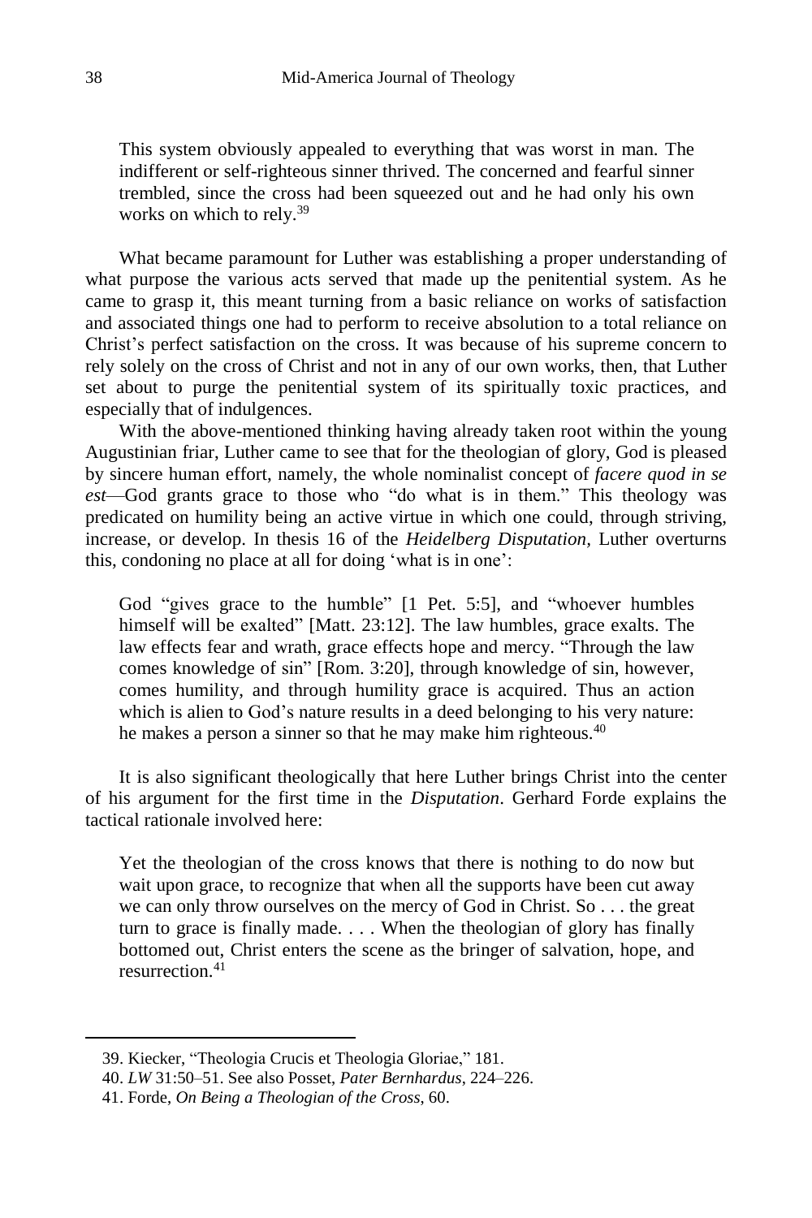> This system obviously appealed to everything that was worst in man. The indifferent or self-righteous sinner thrived. The concerned and fearful sinner trembled, since the cross had been squeezed out and he had only his own works on which to rely.[39]

What became paramount for Luther was establishing a proper understanding of what purpose the various acts served that made up the penitential system. As he came to grasp it, this meant turning from a basic reliance on works of satisfaction and associated things one had to perform to receive absolution to a total reliance on Christ's perfect satisfaction on the cross. It was because of his supreme concern to rely solely on the cross of Christ and not in any of our own works, then, that Luther set about to purge the penitential system of its spiritually toxic practices, and especially that of indulgences.

With the above-mentioned thinking having already taken root within the young Augustinian friar, Luther came to see that for the theologian of glory, God is pleased by sincere human effort, namely, the whole nominalist concept of *facere quod in se est*—God grants grace to those who "do what is in them." This theology was predicated on humility being an active virtue in which one could, through striving, increase, or develop. In thesis 16 of the *Heidelberg Disputation,* Luther overturns this, condoning no place at all for doing 'what is in one':

> God "gives grace to the humble" [1 Pet. 5:5], and "whoever humbles himself will be exalted" [Matt. 23:12]. The law humbles, grace exalts. The law effects fear and wrath, grace effects hope and mercy. "Through the law comes knowledge of sin" [Rom. 3:20], through knowledge of sin, however, comes humility, and through humility grace is acquired. Thus an action which is alien to God's nature results in a deed belonging to his very nature: he makes a person a sinner so that he may make him righteous.[40]

It is also significant theologically that here Luther brings Christ into the center of his argument for the first time in the *Disputation*. Gerhard Forde explains the tactical rationale involved here:

> Yet the theologian of the cross knows that there is nothing to do now but wait upon grace, to recognize that when all the supports have been cut away we can only throw ourselves on the mercy of God in Christ. So . . . the great turn to grace is finally made. . . . When the theologian of glory has finally bottomed out, Christ enters the scene as the bringer of salvation, hope, and resurrection.[41]

---

39. Kiecker, "Theologia Crucis et Theologia Gloriae," 181.
40. *LW* 31:50–51. See also Posset, *Pater Bernhardus*, 224–226.
41. Forde, *On Being a Theologian of the Cross*, 60.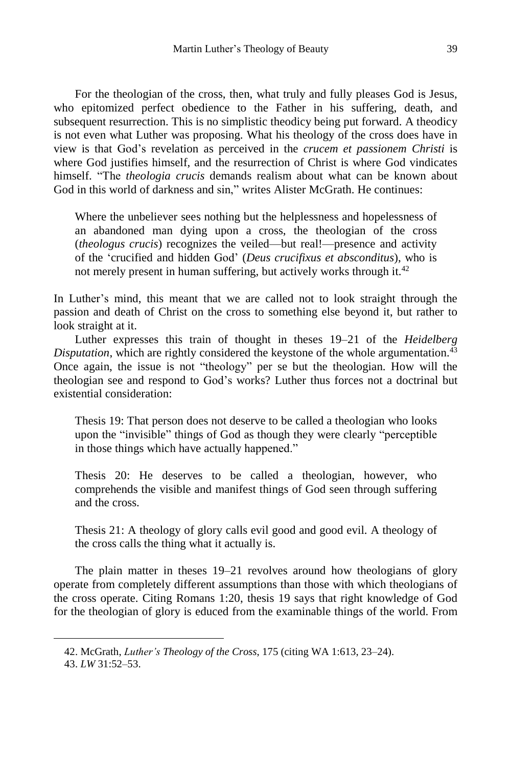For the theologian of the cross, then, what truly and fully pleases God is Jesus, who epitomized perfect obedience to the Father in his suffering, death, and subsequent resurrection. This is no simplistic theodicy being put forward. A theodicy is not even what Luther was proposing. What his theology of the cross does have in view is that God's revelation as perceived in the *crucem et passionem Christi* is where God justifies himself, and the resurrection of Christ is where God vindicates himself. "The *theologia crucis* demands realism about what can be known about God in this world of darkness and sin," writes Alister McGrath. He continues:

> Where the unbeliever sees nothing but the helplessness and hopelessness of an abandoned man dying upon a cross, the theologian of the cross (*theologus crucis*) recognizes the veiled—but real!—presence and activity of the 'crucified and hidden God' (*Deus crucifixus et absconditus*), who is not merely present in human suffering, but actively works through it.[42]

In Luther's mind, this meant that we are called not to look straight through the passion and death of Christ on the cross to something else beyond it, but rather to look straight at it.

Luther expresses this train of thought in theses 19–21 of the *Heidelberg Disputation*, which are rightly considered the keystone of the whole argumentation.[43] Once again, the issue is not "theology" per se but the theologian. How will the theologian see and respond to God's works? Luther thus forces not a doctrinal but existential consideration:

> Thesis 19: That person does not deserve to be called a theologian who looks upon the "invisible" things of God as though they were clearly "perceptible in those things which have actually happened."
>
> Thesis 20: He deserves to be called a theologian, however, who comprehends the visible and manifest things of God seen through suffering and the cross.
>
> Thesis 21: A theology of glory calls evil good and good evil. A theology of the cross calls the thing what it actually is.

The plain matter in theses 19–21 revolves around how theologians of glory operate from completely different assumptions than those with which theologians of the cross operate. Citing Romans 1:20, thesis 19 says that right knowledge of God for the theologian of glory is educed from the examinable things of the world. From

---

42. McGrath, *Luther's Theology of the Cross*, 175 (citing WA 1:613, 23–24).

43. *LW* 31:52–53.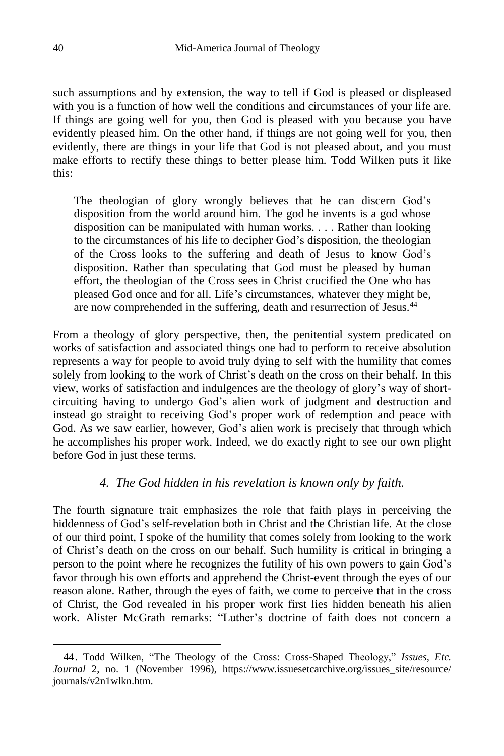such assumptions and by extension, the way to tell if God is pleased or displeased with you is a function of how well the conditions and circumstances of your life are. If things are going well for you, then God is pleased with you because you have evidently pleased him. On the other hand, if things are not going well for you, then evidently, there are things in your life that God is not pleased about, and you must make efforts to rectify these things to better please him. Todd Wilken puts it like this:

> The theologian of glory wrongly believes that he can discern God's disposition from the world around him. The god he invents is a god whose disposition can be manipulated with human works. . . . Rather than looking to the circumstances of his life to decipher God's disposition, the theologian of the Cross looks to the suffering and death of Jesus to know God's disposition. Rather than speculating that God must be pleased by human effort, the theologian of the Cross sees in Christ crucified the One who has pleased God once and for all. Life's circumstances, whatever they might be, are now comprehended in the suffering, death and resurrection of Jesus.[44]

From a theology of glory perspective, then, the penitential system predicated on works of satisfaction and associated things one had to perform to receive absolution represents a way for people to avoid truly dying to self with the humility that comes solely from looking to the work of Christ's death on the cross on their behalf. In this view, works of satisfaction and indulgences are the theology of glory's way of short-circuiting having to undergo God's alien work of judgment and destruction and instead go straight to receiving God's proper work of redemption and peace with God. As we saw earlier, however, God's alien work is precisely that through which he accomplishes his proper work. Indeed, we do exactly right to see our own plight before God in just these terms.

### *4. The God hidden in his revelation is known only by faith.*

The fourth signature trait emphasizes the role that faith plays in perceiving the hiddenness of God's self-revelation both in Christ and the Christian life. At the close of our third point, I spoke of the humility that comes solely from looking to the work of Christ's death on the cross on our behalf. Such humility is critical in bringing a person to the point where he recognizes the futility of his own powers to gain God's favor through his own efforts and apprehend the Christ-event through the eyes of our reason alone. Rather, through the eyes of faith, we come to perceive that in the cross of Christ, the God revealed in his proper work first lies hidden beneath his alien work. Alister McGrath remarks: "Luther's doctrine of faith does not concern a

---

44. Todd Wilken, "The Theology of the Cross: Cross-Shaped Theology," *Issues, Etc. Journal* 2, no. 1 (November 1996), https://www.issuesetcarchive.org/issues_site/resource/journals/v2n1wlkn.htm.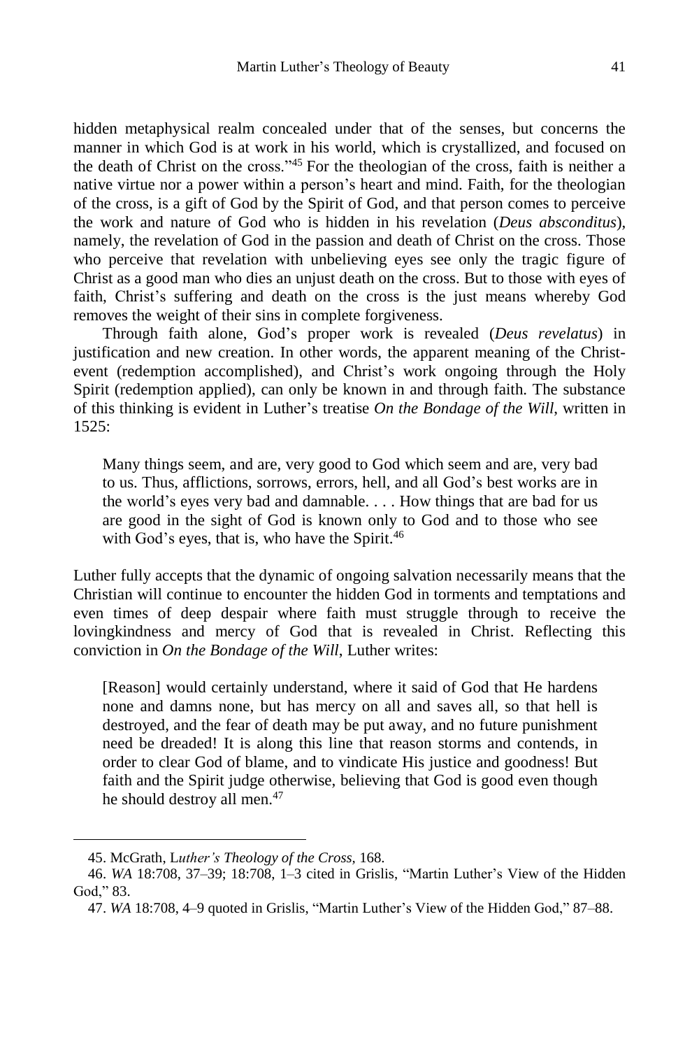hidden metaphysical realm concealed under that of the senses, but concerns the manner in which God is at work in his world, which is crystallized, and focused on the death of Christ on the cross."[45] For the theologian of the cross, faith is neither a native virtue nor a power within a person's heart and mind. Faith, for the theologian of the cross, is a gift of God by the Spirit of God, and that person comes to perceive the work and nature of God who is hidden in his revelation (*Deus absconditus*), namely, the revelation of God in the passion and death of Christ on the cross. Those who perceive that revelation with unbelieving eyes see only the tragic figure of Christ as a good man who dies an unjust death on the cross. But to those with eyes of faith, Christ's suffering and death on the cross is the just means whereby God removes the weight of their sins in complete forgiveness.

Through faith alone, God's proper work is revealed (*Deus revelatus*) in justification and new creation. In other words, the apparent meaning of the Christ-event (redemption accomplished), and Christ's work ongoing through the Holy Spirit (redemption applied), can only be known in and through faith. The substance of this thinking is evident in Luther's treatise *On the Bondage of the Will*, written in 1525:

> Many things seem, and are, very good to God which seem and are, very bad to us. Thus, afflictions, sorrows, errors, hell, and all God's best works are in the world's eyes very bad and damnable. . . . How things that are bad for us are good in the sight of God is known only to God and to those who see with God's eyes, that is, who have the Spirit.[46]

Luther fully accepts that the dynamic of ongoing salvation necessarily means that the Christian will continue to encounter the hidden God in torments and temptations and even times of deep despair where faith must struggle through to receive the lovingkindness and mercy of God that is revealed in Christ. Reflecting this conviction in *On the Bondage of the Will*, Luther writes:

> [Reason] would certainly understand, where it said of God that He hardens none and damns none, but has mercy on all and saves all, so that hell is destroyed, and the fear of death may be put away, and no future punishment need be dreaded! It is along this line that reason storms and contends, in order to clear God of blame, and to vindicate His justice and goodness! But faith and the Spirit judge otherwise, believing that God is good even though he should destroy all men.[47]

---

45. McGrath, *Luther's Theology of the Cross*, 168.

46. *WA* 18:708, 37–39; 18:708, 1–3 cited in Grislis, "Martin Luther's View of the Hidden God," 83.

47. *WA* 18:708, 4–9 quoted in Grislis, "Martin Luther's View of the Hidden God," 87–88.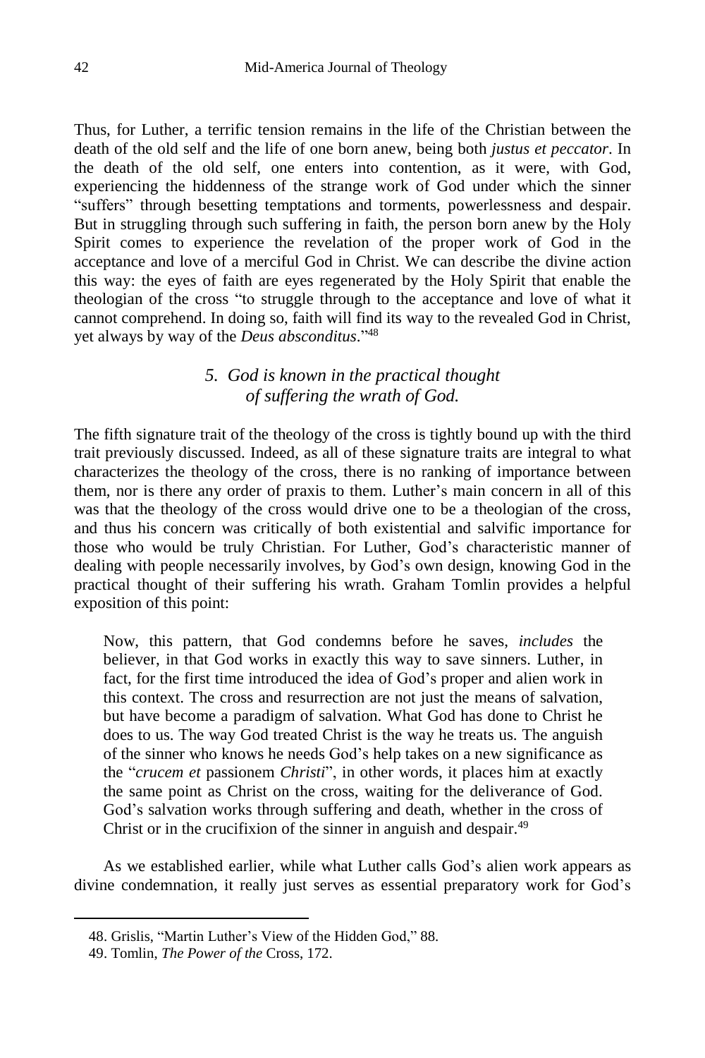Thus, for Luther, a terrific tension remains in the life of the Christian between the death of the old self and the life of one born anew, being both *justus et peccator*. In the death of the old self, one enters into contention, as it were, with God, experiencing the hiddenness of the strange work of God under which the sinner "suffers" through besetting temptations and torments, powerlessness and despair. But in struggling through such suffering in faith, the person born anew by the Holy Spirit comes to experience the revelation of the proper work of God in the acceptance and love of a merciful God in Christ. We can describe the divine action this way: the eyes of faith are eyes regenerated by the Holy Spirit that enable the theologian of the cross "to struggle through to the acceptance and love of what it cannot comprehend. In doing so, faith will find its way to the revealed God in Christ, yet always by way of the *Deus absconditus*."[48]

### *5. God is known in the practical thought of suffering the wrath of God.*

The fifth signature trait of the theology of the cross is tightly bound up with the third trait previously discussed. Indeed, as all of these signature traits are integral to what characterizes the theology of the cross, there is no ranking of importance between them, nor is there any order of praxis to them. Luther's main concern in all of this was that the theology of the cross would drive one to be a theologian of the cross, and thus his concern was critically of both existential and salvific importance for those who would be truly Christian. For Luther, God's characteristic manner of dealing with people necessarily involves, by God's own design, knowing God in the practical thought of their suffering his wrath. Graham Tomlin provides a helpful exposition of this point:

> Now, this pattern, that God condemns before he saves, *includes* the believer, in that God works in exactly this way to save sinners. Luther, in fact, for the first time introduced the idea of God's proper and alien work in this context. The cross and resurrection are not just the means of salvation, but have become a paradigm of salvation. What God has done to Christ he does to us. The way God treated Christ is the way he treats us. The anguish of the sinner who knows he needs God's help takes on a new significance as the "*crucem et* passionem *Christi*", in other words, it places him at exactly the same point as Christ on the cross, waiting for the deliverance of God. God's salvation works through suffering and death, whether in the cross of Christ or in the crucifixion of the sinner in anguish and despair.[49]

As we established earlier, while what Luther calls God's alien work appears as divine condemnation, it really just serves as essential preparatory work for God's

48. Grislis, "Martin Luther's View of the Hidden God," 88.

49. Tomlin, *The Power of the* Cross, 172.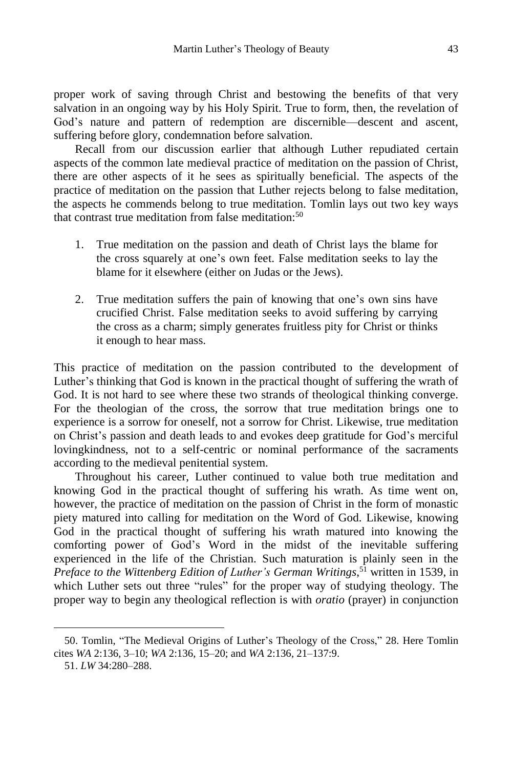proper work of saving through Christ and bestowing the benefits of that very salvation in an ongoing way by his Holy Spirit. True to form, then, the revelation of God's nature and pattern of redemption are discernible—descent and ascent, suffering before glory, condemnation before salvation.

Recall from our discussion earlier that although Luther repudiated certain aspects of the common late medieval practice of meditation on the passion of Christ, there are other aspects of it he sees as spiritually beneficial. The aspects of the practice of meditation on the passion that Luther rejects belong to false meditation, the aspects he commends belong to true meditation. Tomlin lays out two key ways that contrast true meditation from false meditation:[50]

1. True meditation on the passion and death of Christ lays the blame for the cross squarely at one's own feet. False meditation seeks to lay the blame for it elsewhere (either on Judas or the Jews).

2. True meditation suffers the pain of knowing that one's own sins have crucified Christ. False meditation seeks to avoid suffering by carrying the cross as a charm; simply generates fruitless pity for Christ or thinks it enough to hear mass.

This practice of meditation on the passion contributed to the development of Luther's thinking that God is known in the practical thought of suffering the wrath of God. It is not hard to see where these two strands of theological thinking converge. For the theologian of the cross, the sorrow that true meditation brings one to experience is a sorrow for oneself, not a sorrow for Christ. Likewise, true meditation on Christ's passion and death leads to and evokes deep gratitude for God's merciful lovingkindness, not to a self-centric or nominal performance of the sacraments according to the medieval penitential system.

Throughout his career, Luther continued to value both true meditation and knowing God in the practical thought of suffering his wrath. As time went on, however, the practice of meditation on the passion of Christ in the form of monastic piety matured into calling for meditation on the Word of God. Likewise, knowing God in the practical thought of suffering his wrath matured into knowing the comforting power of God's Word in the midst of the inevitable suffering experienced in the life of the Christian. Such maturation is plainly seen in the *Preface to the Wittenberg Edition of Luther's German Writings*,[51] written in 1539, in which Luther sets out three "rules" for the proper way of studying theology. The proper way to begin any theological reflection is with *oratio* (prayer) in conjunction

---

50. Tomlin, "The Medieval Origins of Luther's Theology of the Cross," 28. Here Tomlin cites *WA* 2:136, 3–10; *WA* 2:136, 15–20; and *WA* 2:136, 21–137:9.

51. *LW* 34:280–288.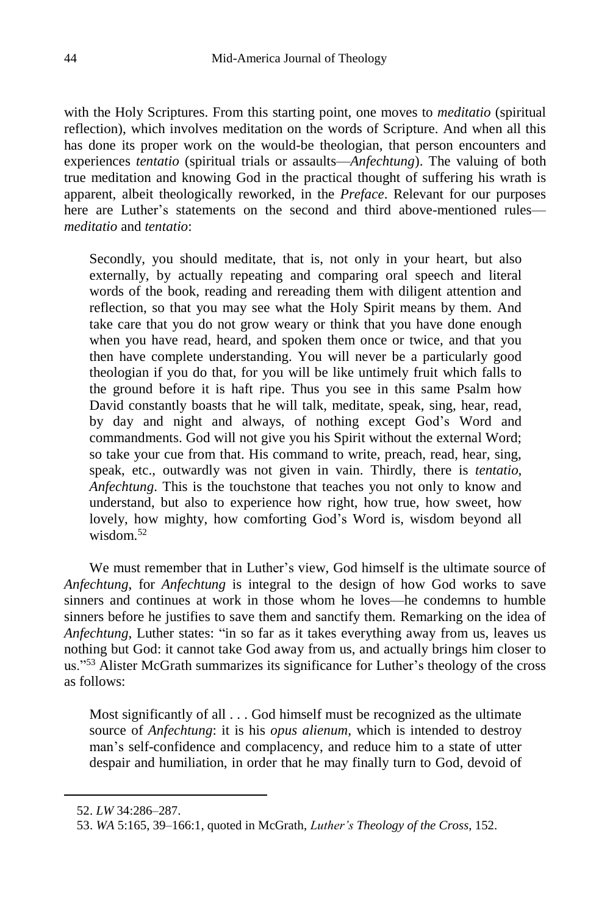with the Holy Scriptures. From this starting point, one moves to *meditatio* (spiritual reflection), which involves meditation on the words of Scripture. And when all this has done its proper work on the would-be theologian, that person encounters and experiences *tentatio* (spiritual trials or assaults—*Anfechtung*). The valuing of both true meditation and knowing God in the practical thought of suffering his wrath is apparent, albeit theologically reworked, in the *Preface*. Relevant for our purposes here are Luther's statements on the second and third above-mentioned rules—*meditatio* and *tentatio*:

> Secondly, you should meditate, that is, not only in your heart, but also externally, by actually repeating and comparing oral speech and literal words of the book, reading and rereading them with diligent attention and reflection, so that you may see what the Holy Spirit means by them. And take care that you do not grow weary or think that you have done enough when you have read, heard, and spoken them once or twice, and that you then have complete understanding. You will never be a particularly good theologian if you do that, for you will be like untimely fruit which falls to the ground before it is haft ripe. Thus you see in this same Psalm how David constantly boasts that he will talk, meditate, speak, sing, hear, read, by day and night and always, of nothing except God's Word and commandments. God will not give you his Spirit without the external Word; so take your cue from that. His command to write, preach, read, hear, sing, speak, etc., outwardly was not given in vain. Thirdly, there is *tentatio*, *Anfechtung*. This is the touchstone that teaches you not only to know and understand, but also to experience how right, how true, how sweet, how lovely, how mighty, how comforting God's Word is, wisdom beyond all wisdom.[52]

We must remember that in Luther's view, God himself is the ultimate source of *Anfechtung*, for *Anfechtung* is integral to the design of how God works to save sinners and continues at work in those whom he loves—he condemns to humble sinners before he justifies to save them and sanctify them. Remarking on the idea of *Anfechtung*, Luther states: "in so far as it takes everything away from us, leaves us nothing but God: it cannot take God away from us, and actually brings him closer to us."[53] Alister McGrath summarizes its significance for Luther's theology of the cross as follows:

> Most significantly of all . . . God himself must be recognized as the ultimate source of *Anfechtung*: it is his *opus alienum*, which is intended to destroy man's self-confidence and complacency, and reduce him to a state of utter despair and humiliation, in order that he may finally turn to God, devoid of

---

52. *LW* 34:286–287.

53. *WA* 5:165, 39–166:1, quoted in McGrath, *Luther's Theology of the Cross*, 152.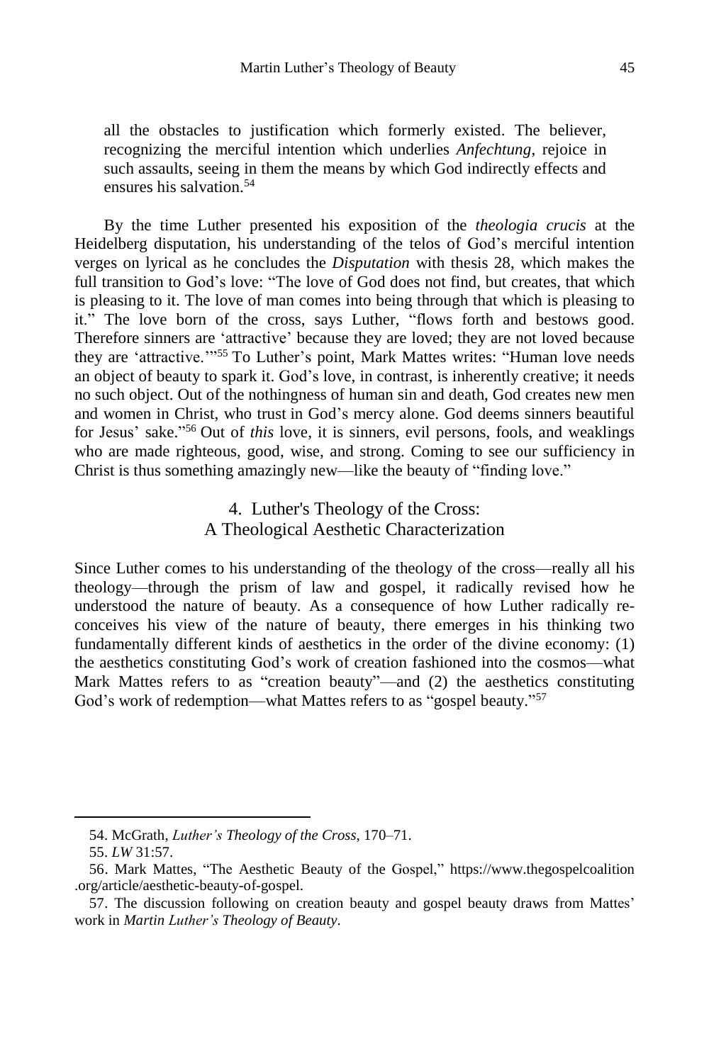all the obstacles to justification which formerly existed. The believer, recognizing the merciful intention which underlies *Anfechtung*, rejoice in such assaults, seeing in them the means by which God indirectly effects and ensures his salvation.[54]

By the time Luther presented his exposition of the *theologia crucis* at the Heidelberg disputation, his understanding of the telos of God's merciful intention verges on lyrical as he concludes the *Disputation* with thesis 28, which makes the full transition to God's love: "The love of God does not find, but creates, that which is pleasing to it. The love of man comes into being through that which is pleasing to it." The love born of the cross, says Luther, "flows forth and bestows good. Therefore sinners are 'attractive' because they are loved; they are not loved because they are 'attractive.'"[55] To Luther's point, Mark Mattes writes: "Human love needs an object of beauty to spark it. God's love, in contrast, is inherently creative; it needs no such object. Out of the nothingness of human sin and death, God creates new men and women in Christ, who trust in God's mercy alone. God deems sinners beautiful for Jesus' sake."[56] Out of *this* love, it is sinners, evil persons, fools, and weaklings who are made righteous, good, wise, and strong. Coming to see our sufficiency in Christ is thus something amazingly new—like the beauty of "finding love."

## 4. Luther's Theology of the Cross: A Theological Aesthetic Characterization

Since Luther comes to his understanding of the theology of the cross—really all his theology—through the prism of law and gospel, it radically revised how he understood the nature of beauty. As a consequence of how Luther radically re-conceives his view of the nature of beauty, there emerges in his thinking two fundamentally different kinds of aesthetics in the order of the divine economy: (1) the aesthetics constituting God's work of creation fashioned into the cosmos—what Mark Mattes refers to as "creation beauty"—and (2) the aesthetics constituting God's work of redemption—what Mattes refers to as "gospel beauty."[57]

---

54. McGrath, *Luther's Theology of the Cross*, 170–71.

55. *LW* 31:57.

56. Mark Mattes, "The Aesthetic Beauty of the Gospel," https://www.thegospelcoalition.org/article/aesthetic-beauty-of-gospel.

57. The discussion following on creation beauty and gospel beauty draws from Mattes' work in *Martin Luther's Theology of Beauty*.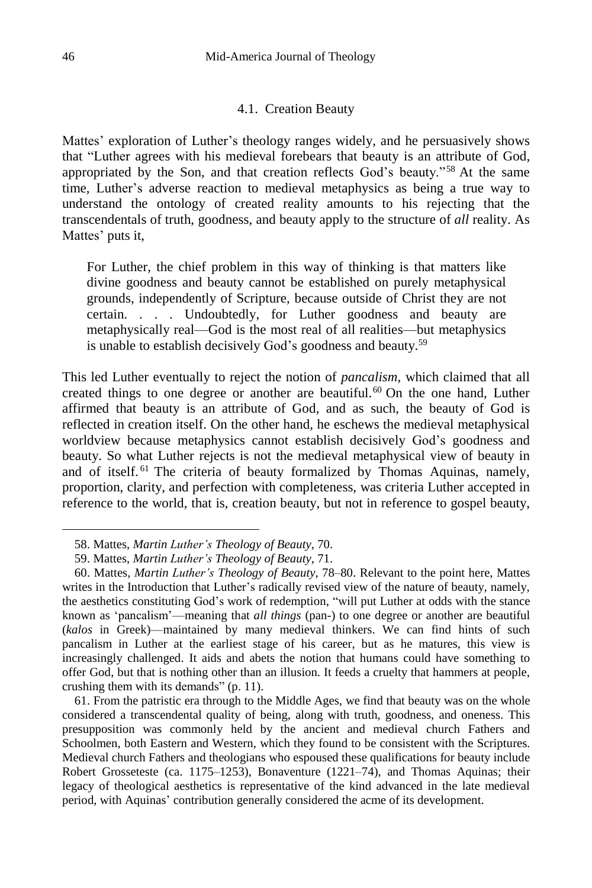### 4.1. Creation Beauty

Mattes' exploration of Luther's theology ranges widely, and he persuasively shows that "Luther agrees with his medieval forebears that beauty is an attribute of God, appropriated by the Son, and that creation reflects God's beauty."[58] At the same time, Luther's adverse reaction to medieval metaphysics as being a true way to understand the ontology of created reality amounts to his rejecting that the transcendentals of truth, goodness, and beauty apply to the structure of *all* reality. As Mattes' puts it,

> For Luther, the chief problem in this way of thinking is that matters like divine goodness and beauty cannot be established on purely metaphysical grounds, independently of Scripture, because outside of Christ they are not certain. . . . Undoubtedly, for Luther goodness and beauty are metaphysically real—God is the most real of all realities—but metaphysics is unable to establish decisively God's goodness and beauty.[59]

This led Luther eventually to reject the notion of *pancalism*, which claimed that all created things to one degree or another are beautiful.[60] On the one hand, Luther affirmed that beauty is an attribute of God, and as such, the beauty of God is reflected in creation itself. On the other hand, he eschews the medieval metaphysical worldview because metaphysics cannot establish decisively God's goodness and beauty. So what Luther rejects is not the medieval metaphysical view of beauty in and of itself.[61] The criteria of beauty formalized by Thomas Aquinas, namely, proportion, clarity, and perfection with completeness, was criteria Luther accepted in reference to the world, that is, creation beauty, but not in reference to gospel beauty,

---

58. Mattes, *Martin Luther's Theology of Beauty*, 70.

59. Mattes, *Martin Luther's Theology of Beauty*, 71.

60. Mattes, *Martin Luther's Theology of Beauty*, 78–80. Relevant to the point here, Mattes writes in the Introduction that Luther's radically revised view of the nature of beauty, namely, the aesthetics constituting God's work of redemption, "will put Luther at odds with the stance known as 'pancalism'—meaning that *all things* (pan-) to one degree or another are beautiful (*kalos* in Greek)—maintained by many medieval thinkers. We can find hints of such pancalism in Luther at the earliest stage of his career, but as he matures, this view is increasingly challenged. It aids and abets the notion that humans could have something to offer God, but that is nothing other than an illusion. It feeds a cruelty that hammers at people, crushing them with its demands" (p. 11).

61. From the patristic era through to the Middle Ages, we find that beauty was on the whole considered a transcendental quality of being, along with truth, goodness, and oneness. This presupposition was commonly held by the ancient and medieval church Fathers and Schoolmen, both Eastern and Western, which they found to be consistent with the Scriptures. Medieval church Fathers and theologians who espoused these qualifications for beauty include Robert Grosseteste (ca. 1175–1253), Bonaventure (1221–74), and Thomas Aquinas; their legacy of theological aesthetics is representative of the kind advanced in the late medieval period, with Aquinas' contribution generally considered the acme of its development.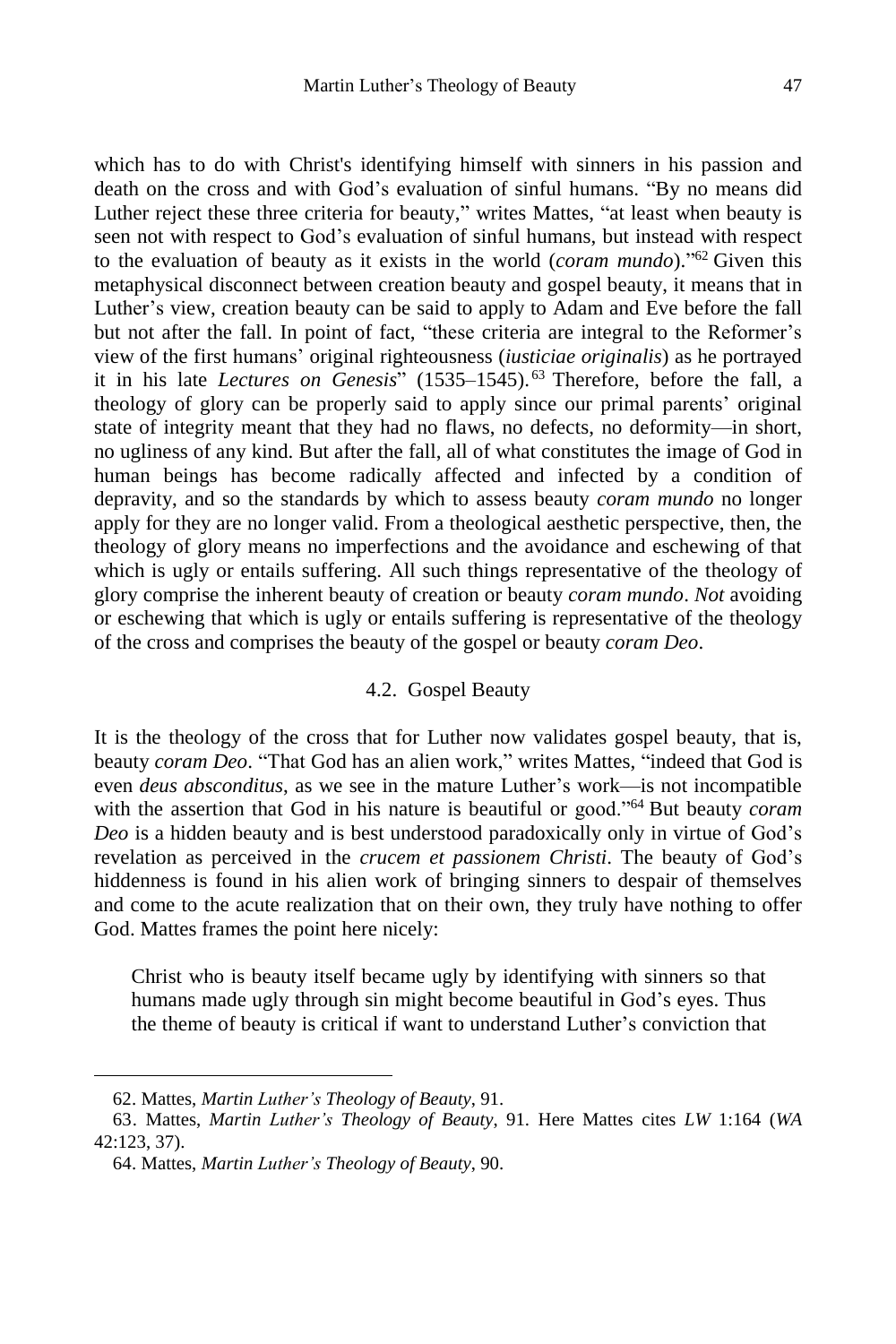which has to do with Christ's identifying himself with sinners in his passion and death on the cross and with God's evaluation of sinful humans. "By no means did Luther reject these three criteria for beauty," writes Mattes, "at least when beauty is seen not with respect to God's evaluation of sinful humans, but instead with respect to the evaluation of beauty as it exists in the world (*coram mundo*)."[62] Given this metaphysical disconnect between creation beauty and gospel beauty, it means that in Luther's view, creation beauty can be said to apply to Adam and Eve before the fall but not after the fall. In point of fact, "these criteria are integral to the Reformer's view of the first humans' original righteousness (*iusticiae originalis*) as he portrayed it in his late *Lectures on Genesis*" (1535–1545).[63] Therefore, before the fall, a theology of glory can be properly said to apply since our primal parents' original state of integrity meant that they had no flaws, no defects, no deformity—in short, no ugliness of any kind. But after the fall, all of what constitutes the image of God in human beings has become radically affected and infected by a condition of depravity, and so the standards by which to assess beauty *coram mundo* no longer apply for they are no longer valid. From a theological aesthetic perspective, then, the theology of glory means no imperfections and the avoidance and eschewing of that which is ugly or entails suffering. All such things representative of the theology of glory comprise the inherent beauty of creation or beauty *coram mundo*. *Not* avoiding or eschewing that which is ugly or entails suffering is representative of the theology of the cross and comprises the beauty of the gospel or beauty *coram Deo*.

### 4.2. Gospel Beauty

It is the theology of the cross that for Luther now validates gospel beauty, that is, beauty *coram Deo*. "That God has an alien work," writes Mattes, "indeed that God is even *deus absconditus*, as we see in the mature Luther's work—is not incompatible with the assertion that God in his nature is beautiful or good."[64] But beauty *coram Deo* is a hidden beauty and is best understood paradoxically only in virtue of God's revelation as perceived in the *crucem et passionem Christi*. The beauty of God's hiddenness is found in his alien work of bringing sinners to despair of themselves and come to the acute realization that on their own, they truly have nothing to offer God. Mattes frames the point here nicely:

> Christ who is beauty itself became ugly by identifying with sinners so that humans made ugly through sin might become beautiful in God's eyes. Thus the theme of beauty is critical if want to understand Luther's conviction that

62. Mattes, *Martin Luther's Theology of Beauty*, 91.

63. Mattes, *Martin Luther's Theology of Beauty*, 91. Here Mattes cites *LW* 1:164 (*WA* 42:123, 37).

64. Mattes, *Martin Luther's Theology of Beauty*, 90.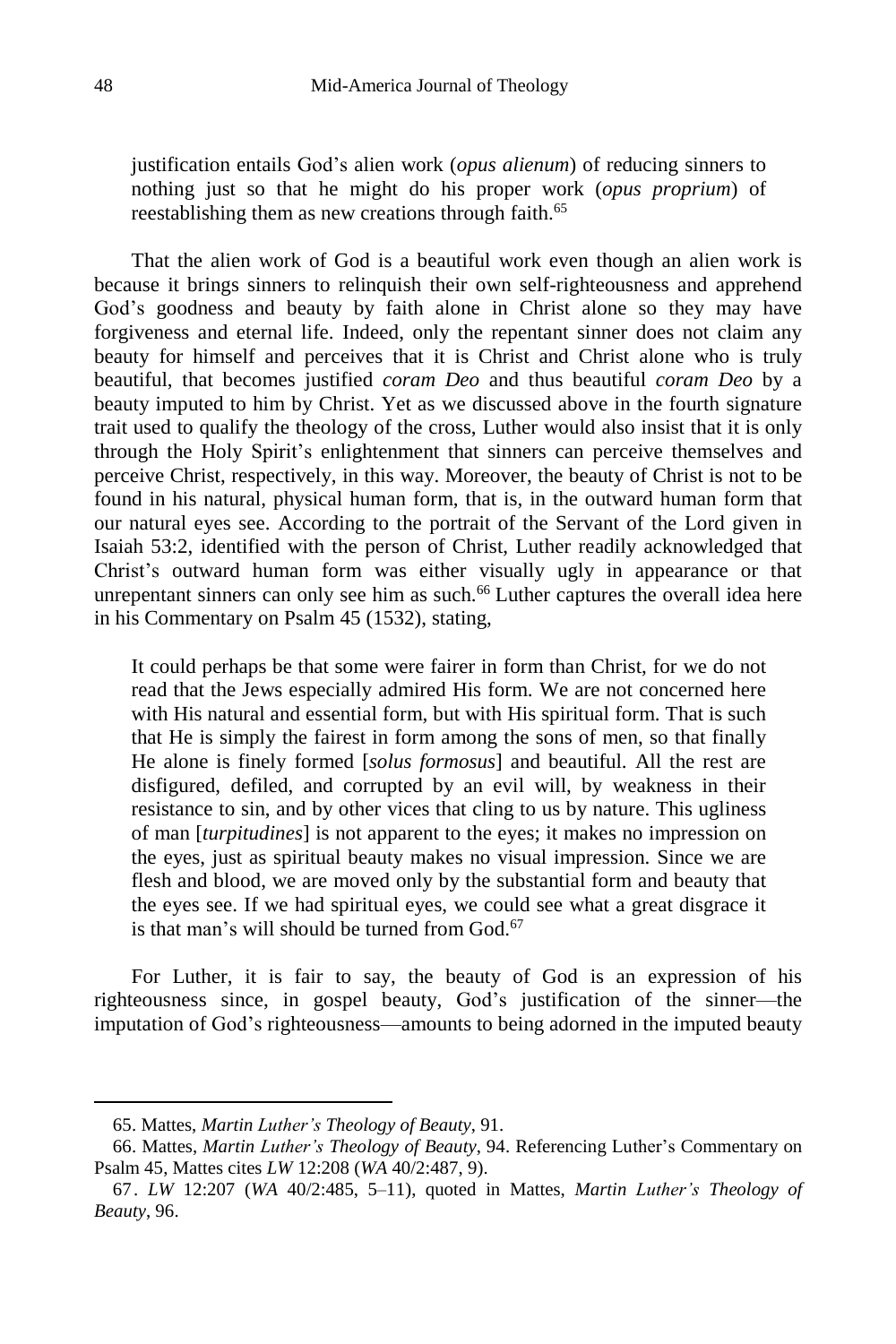justification entails God's alien work (*opus alienum*) of reducing sinners to nothing just so that he might do his proper work (*opus proprium*) of reestablishing them as new creations through faith.[65]

That the alien work of God is a beautiful work even though an alien work is because it brings sinners to relinquish their own self-righteousness and apprehend God's goodness and beauty by faith alone in Christ alone so they may have forgiveness and eternal life. Indeed, only the repentant sinner does not claim any beauty for himself and perceives that it is Christ and Christ alone who is truly beautiful, that becomes justified *coram Deo* and thus beautiful *coram Deo* by a beauty imputed to him by Christ. Yet as we discussed above in the fourth signature trait used to qualify the theology of the cross, Luther would also insist that it is only through the Holy Spirit's enlightenment that sinners can perceive themselves and perceive Christ, respectively, in this way. Moreover, the beauty of Christ is not to be found in his natural, physical human form, that is, in the outward human form that our natural eyes see. According to the portrait of the Servant of the Lord given in Isaiah 53:2, identified with the person of Christ, Luther readily acknowledged that Christ's outward human form was either visually ugly in appearance or that unrepentant sinners can only see him as such.[66] Luther captures the overall idea here in his Commentary on Psalm 45 (1532), stating,

> It could perhaps be that some were fairer in form than Christ, for we do not read that the Jews especially admired His form. We are not concerned here with His natural and essential form, but with His spiritual form. That is such that He is simply the fairest in form among the sons of men, so that finally He alone is finely formed [*solus formosus*] and beautiful. All the rest are disfigured, defiled, and corrupted by an evil will, by weakness in their resistance to sin, and by other vices that cling to us by nature. This ugliness of man [*turpitudines*] is not apparent to the eyes; it makes no impression on the eyes, just as spiritual beauty makes no visual impression. Since we are flesh and blood, we are moved only by the substantial form and beauty that the eyes see. If we had spiritual eyes, we could see what a great disgrace it is that man's will should be turned from God.[67]

For Luther, it is fair to say, the beauty of God is an expression of his righteousness since, in gospel beauty, God's justification of the sinner—the imputation of God's righteousness—amounts to being adorned in the imputed beauty

---

65. Mattes, *Martin Luther's Theology of Beauty*, 91.

66. Mattes, *Martin Luther's Theology of Beauty*, 94. Referencing Luther's Commentary on Psalm 45, Mattes cites *LW* 12:208 (*WA* 40/2:487, 9).

67. *LW* 12:207 (*WA* 40/2:485, 5–11), quoted in Mattes, *Martin Luther's Theology of Beauty*, 96.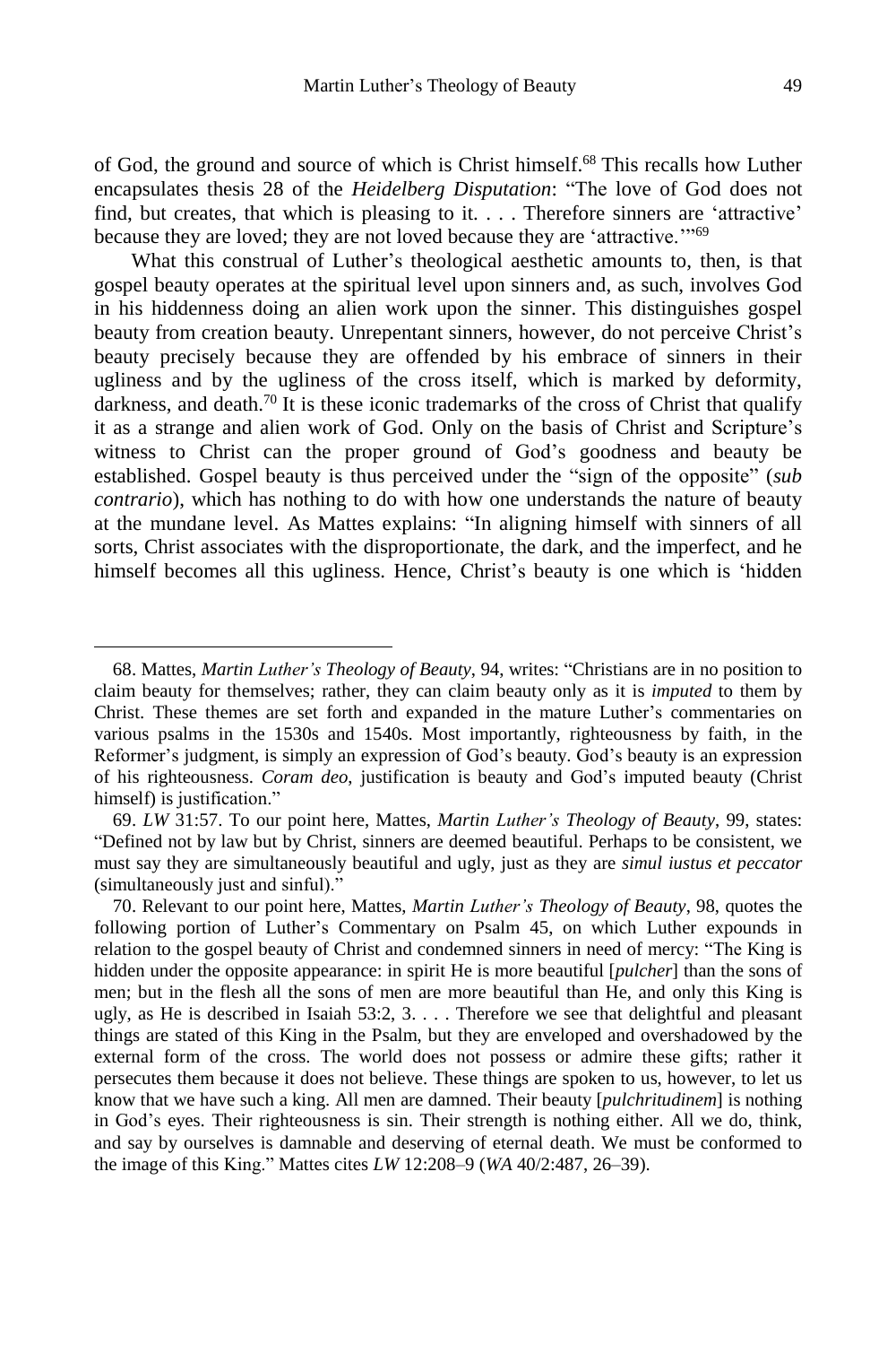of God, the ground and source of which is Christ himself.[68] This recalls how Luther encapsulates thesis 28 of the *Heidelberg Disputation*: "The love of God does not find, but creates, that which is pleasing to it. . . . Therefore sinners are 'attractive' because they are loved; they are not loved because they are 'attractive.'"[69]

What this construal of Luther's theological aesthetic amounts to, then, is that gospel beauty operates at the spiritual level upon sinners and, as such, involves God in his hiddenness doing an alien work upon the sinner. This distinguishes gospel beauty from creation beauty. Unrepentant sinners, however, do not perceive Christ's beauty precisely because they are offended by his embrace of sinners in their ugliness and by the ugliness of the cross itself, which is marked by deformity, darkness, and death.[70] It is these iconic trademarks of the cross of Christ that qualify it as a strange and alien work of God. Only on the basis of Christ and Scripture's witness to Christ can the proper ground of God's goodness and beauty be established. Gospel beauty is thus perceived under the "sign of the opposite" (*sub contrario*), which has nothing to do with how one understands the nature of beauty at the mundane level. As Mattes explains: "In aligning himself with sinners of all sorts, Christ associates with the disproportionate, the dark, and the imperfect, and he himself becomes all this ugliness. Hence, Christ's beauty is one which is 'hidden

---

68. Mattes, *Martin Luther's Theology of Beauty*, 94, writes: "Christians are in no position to claim beauty for themselves; rather, they can claim beauty only as it is *imputed* to them by Christ. These themes are set forth and expanded in the mature Luther's commentaries on various psalms in the 1530s and 1540s. Most importantly, righteousness by faith, in the Reformer's judgment, is simply an expression of God's beauty. God's beauty is an expression of his righteousness. *Coram deo*, justification is beauty and God's imputed beauty (Christ himself) is justification."

69. *LW* 31:57. To our point here, Mattes, *Martin Luther's Theology of Beauty*, 99, states: "Defined not by law but by Christ, sinners are deemed beautiful. Perhaps to be consistent, we must say they are simultaneously beautiful and ugly, just as they are *simul iustus et peccator* (simultaneously just and sinful)."

70. Relevant to our point here, Mattes, *Martin Luther's Theology of Beauty*, 98, quotes the following portion of Luther's Commentary on Psalm 45, on which Luther expounds in relation to the gospel beauty of Christ and condemned sinners in need of mercy: "The King is hidden under the opposite appearance: in spirit He is more beautiful [*pulcher*] than the sons of men; but in the flesh all the sons of men are more beautiful than He, and only this King is ugly, as He is described in Isaiah 53:2, 3. . . . Therefore we see that delightful and pleasant things are stated of this King in the Psalm, but they are enveloped and overshadowed by the external form of the cross. The world does not possess or admire these gifts; rather it persecutes them because it does not believe. These things are spoken to us, however, to let us know that we have such a king. All men are damned. Their beauty [*pulchritudinem*] is nothing in God's eyes. Their righteousness is sin. Their strength is nothing either. All we do, think, and say by ourselves is damnable and deserving of eternal death. We must be conformed to the image of this King." Mattes cites *LW* 12:208–9 (*WA* 40/2:487, 26–39).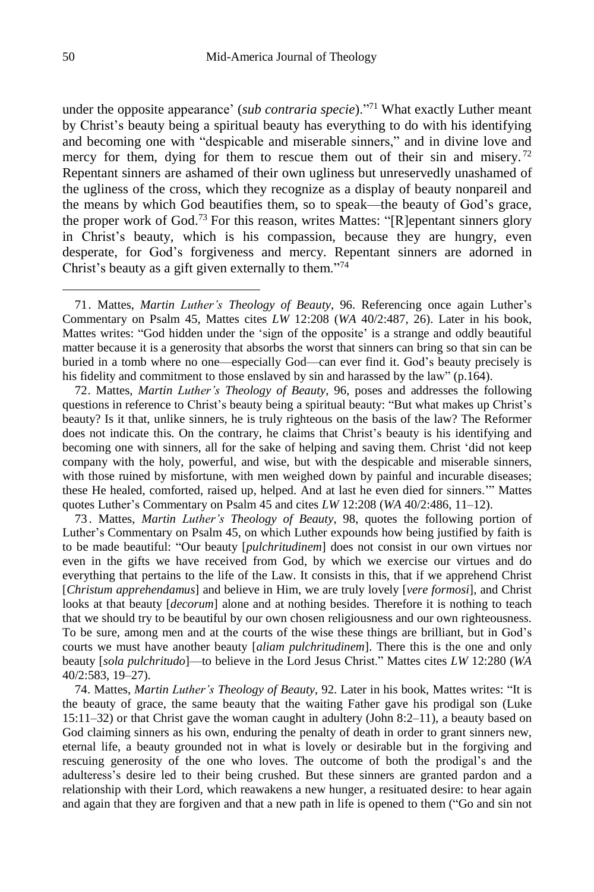under the opposite appearance' (*sub contraria specie*)."[71] What exactly Luther meant by Christ's beauty being a spiritual beauty has everything to do with his identifying and becoming one with "despicable and miserable sinners," and in divine love and mercy for them, dying for them to rescue them out of their sin and misery.[72] Repentant sinners are ashamed of their own ugliness but unreservedly unashamed of the ugliness of the cross, which they recognize as a display of beauty nonpareil and the means by which God beautifies them, so to speak—the beauty of God's grace, the proper work of God.[73] For this reason, writes Mattes: "[R]epentant sinners glory in Christ's beauty, which is his compassion, because they are hungry, even desperate, for God's forgiveness and mercy. Repentant sinners are adorned in Christ's beauty as a gift given externally to them."[74]

---

71. Mattes, *Martin Luther's Theology of Beauty*, 96. Referencing once again Luther's Commentary on Psalm 45, Mattes cites *LW* 12:208 (*WA* 40/2:487, 26). Later in his book, Mattes writes: "God hidden under the 'sign of the opposite' is a strange and oddly beautiful matter because it is a generosity that absorbs the worst that sinners can bring so that sin can be buried in a tomb where no one—especially God—can ever find it. God's beauty precisely is his fidelity and commitment to those enslaved by sin and harassed by the law" (p.164).

72. Mattes, *Martin Luther's Theology of Beauty*, 96, poses and addresses the following questions in reference to Christ's beauty being a spiritual beauty: "But what makes up Christ's beauty? Is it that, unlike sinners, he is truly righteous on the basis of the law? The Reformer does not indicate this. On the contrary, he claims that Christ's beauty is his identifying and becoming one with sinners, all for the sake of helping and saving them. Christ 'did not keep company with the holy, powerful, and wise, but with the despicable and miserable sinners, with those ruined by misfortune, with men weighed down by painful and incurable diseases; these He healed, comforted, raised up, helped. And at last he even died for sinners.'" Mattes quotes Luther's Commentary on Psalm 45 and cites *LW* 12:208 (*WA* 40/2:486, 11–12).

73. Mattes, *Martin Luther's Theology of Beauty*, 98, quotes the following portion of Luther's Commentary on Psalm 45, on which Luther expounds how being justified by faith is to be made beautiful: "Our beauty [*pulchritudinem*] does not consist in our own virtues nor even in the gifts we have received from God, by which we exercise our virtues and do everything that pertains to the life of the Law. It consists in this, that if we apprehend Christ [*Christum apprehendamus*] and believe in Him, we are truly lovely [*vere formosi*], and Christ looks at that beauty [*decorum*] alone and at nothing besides. Therefore it is nothing to teach that we should try to be beautiful by our own chosen religiousness and our own righteousness. To be sure, among men and at the courts of the wise these things are brilliant, but in God's courts we must have another beauty [*aliam pulchritudinem*]. There this is the one and only beauty [*sola pulchritudo*]—to believe in the Lord Jesus Christ." Mattes cites *LW* 12:280 (*WA* 40/2:583, 19–27).

74. Mattes, *Martin Luther's Theology of Beauty*, 92. Later in his book, Mattes writes: "It is the beauty of grace, the same beauty that the waiting Father gave his prodigal son (Luke 15:11–32) or that Christ gave the woman caught in adultery (John 8:2–11), a beauty based on God claiming sinners as his own, enduring the penalty of death in order to grant sinners new, eternal life, a beauty grounded not in what is lovely or desirable but in the forgiving and rescuing generosity of the one who loves. The outcome of both the prodigal's and the adulteress's desire led to their being crushed. But these sinners are granted pardon and a relationship with their Lord, which reawakens a new hunger, a resituated desire: to hear again and again that they are forgiven and that a new path in life is opened to them ("Go and sin not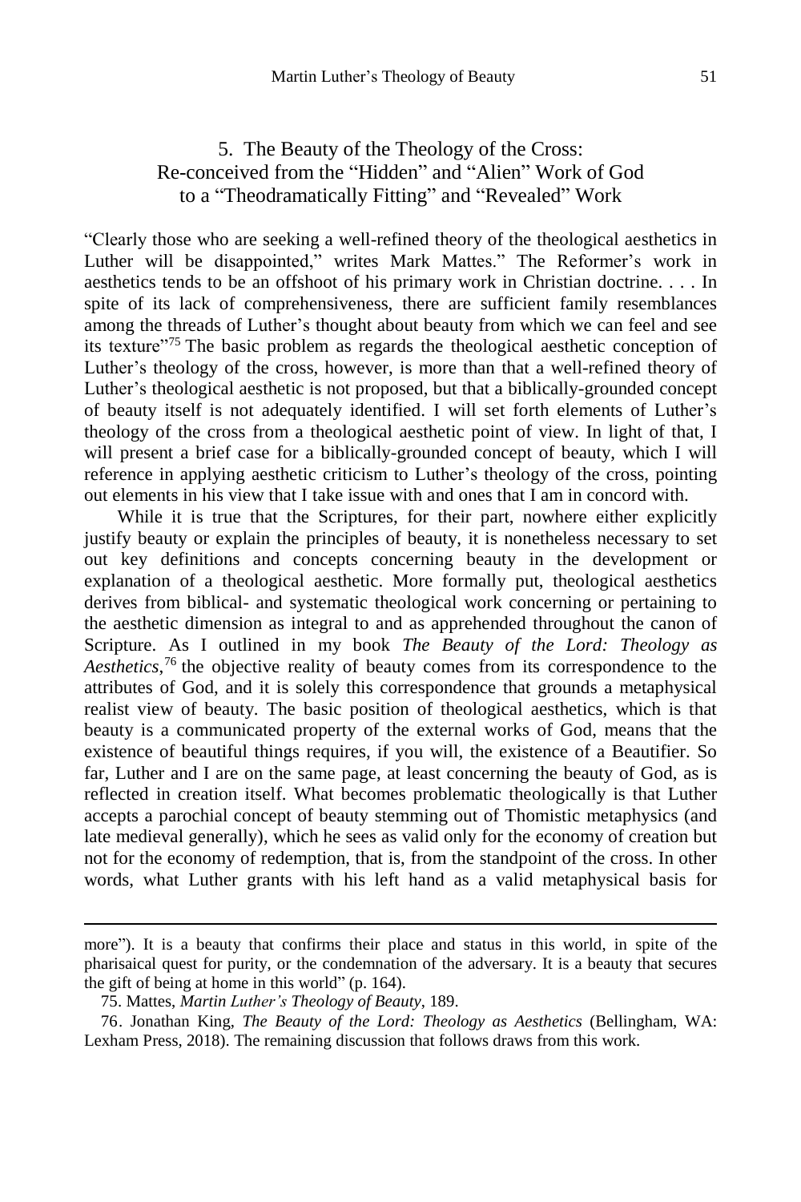## 5. The Beauty of the Theology of the Cross: Re-conceived from the "Hidden" and "Alien" Work of God to a "Theodramatically Fitting" and "Revealed" Work

"Clearly those who are seeking a well-refined theory of the theological aesthetics in Luther will be disappointed," writes Mark Mattes." The Reformer's work in aesthetics tends to be an offshoot of his primary work in Christian doctrine. . . . In spite of its lack of comprehensiveness, there are sufficient family resemblances among the threads of Luther's thought about beauty from which we can feel and see its texture"[75] The basic problem as regards the theological aesthetic conception of Luther's theology of the cross, however, is more than that a well-refined theory of Luther's theological aesthetic is not proposed, but that a biblically-grounded concept of beauty itself is not adequately identified. I will set forth elements of Luther's theology of the cross from a theological aesthetic point of view. In light of that, I will present a brief case for a biblically-grounded concept of beauty, which I will reference in applying aesthetic criticism to Luther's theology of the cross, pointing out elements in his view that I take issue with and ones that I am in concord with.

While it is true that the Scriptures, for their part, nowhere either explicitly justify beauty or explain the principles of beauty, it is nonetheless necessary to set out key definitions and concepts concerning beauty in the development or explanation of a theological aesthetic. More formally put, theological aesthetics derives from biblical- and systematic theological work concerning or pertaining to the aesthetic dimension as integral to and as apprehended throughout the canon of Scripture. As I outlined in my book *The Beauty of the Lord: Theology as Aesthetics*,[76] the objective reality of beauty comes from its correspondence to the attributes of God, and it is solely this correspondence that grounds a metaphysical realist view of beauty. The basic position of theological aesthetics, which is that beauty is a communicated property of the external works of God, means that the existence of beautiful things requires, if you will, the existence of a Beautifier. So far, Luther and I are on the same page, at least concerning the beauty of God, as is reflected in creation itself. What becomes problematic theologically is that Luther accepts a parochial concept of beauty stemming out of Thomistic metaphysics (and late medieval generally), which he sees as valid only for the economy of creation but not for the economy of redemption, that is, from the standpoint of the cross. In other words, what Luther grants with his left hand as a valid metaphysical basis for

---

more"). It is a beauty that confirms their place and status in this world, in spite of the pharisaical quest for purity, or the condemnation of the adversary. It is a beauty that secures the gift of being at home in this world" (p. 164).

75. Mattes, *Martin Luther's Theology of Beauty*, 189.

76. Jonathan King, *The Beauty of the Lord: Theology as Aesthetics* (Bellingham, WA: Lexham Press, 2018). The remaining discussion that follows draws from this work.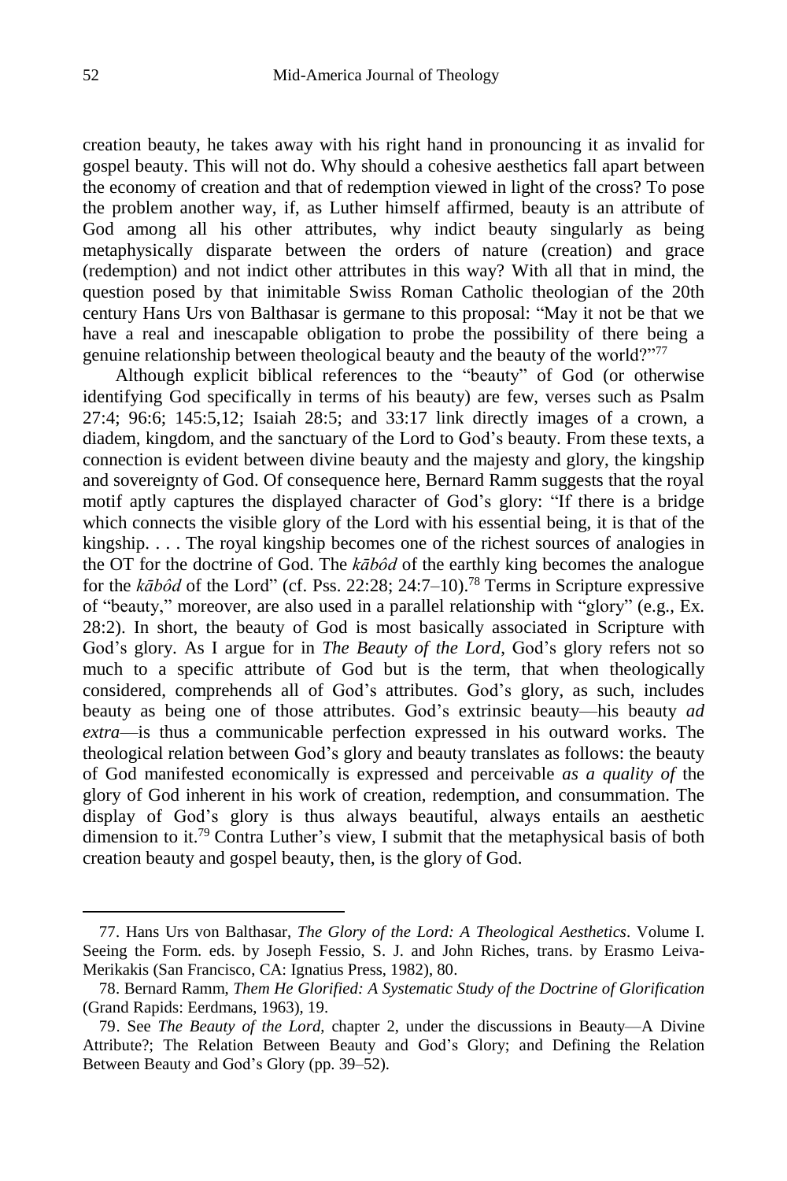creation beauty, he takes away with his right hand in pronouncing it as invalid for gospel beauty. This will not do. Why should a cohesive aesthetics fall apart between the economy of creation and that of redemption viewed in light of the cross? To pose the problem another way, if, as Luther himself affirmed, beauty is an attribute of God among all his other attributes, why indict beauty singularly as being metaphysically disparate between the orders of nature (creation) and grace (redemption) and not indict other attributes in this way? With all that in mind, the question posed by that inimitable Swiss Roman Catholic theologian of the 20th century Hans Urs von Balthasar is germane to this proposal: "May it not be that we have a real and inescapable obligation to probe the possibility of there being a genuine relationship between theological beauty and the beauty of the world?"[77]

Although explicit biblical references to the "beauty" of God (or otherwise identifying God specifically in terms of his beauty) are few, verses such as Psalm 27:4; 96:6; 145:5,12; Isaiah 28:5; and 33:17 link directly images of a crown, a diadem, kingdom, and the sanctuary of the Lord to God's beauty. From these texts, a connection is evident between divine beauty and the majesty and glory, the kingship and sovereignty of God. Of consequence here, Bernard Ramm suggests that the royal motif aptly captures the displayed character of God's glory: "If there is a bridge which connects the visible glory of the Lord with his essential being, it is that of the kingship. . . . The royal kingship becomes one of the richest sources of analogies in the OT for the doctrine of God. The *kābôd* of the earthly king becomes the analogue for the *kābôd* of the Lord" (cf. Pss. 22:28; 24:7–10).[78] Terms in Scripture expressive of "beauty," moreover, are also used in a parallel relationship with "glory" (e.g., Ex. 28:2). In short, the beauty of God is most basically associated in Scripture with God's glory. As I argue for in *The Beauty of the Lord*, God's glory refers not so much to a specific attribute of God but is the term, that when theologically considered, comprehends all of God's attributes. God's glory, as such, includes beauty as being one of those attributes. God's extrinsic beauty—his beauty *ad extra*—is thus a communicable perfection expressed in his outward works. The theological relation between God's glory and beauty translates as follows: the beauty of God manifested economically is expressed and perceivable *as a quality of* the glory of God inherent in his work of creation, redemption, and consummation. The display of God's glory is thus always beautiful, always entails an aesthetic dimension to it.[79] Contra Luther's view, I submit that the metaphysical basis of both creation beauty and gospel beauty, then, is the glory of God.

---

77. Hans Urs von Balthasar, *The Glory of the Lord: A Theological Aesthetics*. Volume I. Seeing the Form. eds. by Joseph Fessio, S. J. and John Riches, trans. by Erasmo Leiva-Merikakis (San Francisco, CA: Ignatius Press, 1982), 80.

78. Bernard Ramm, *Them He Glorified: A Systematic Study of the Doctrine of Glorification* (Grand Rapids: Eerdmans, 1963), 19.

79. See *The Beauty of the Lord*, chapter 2, under the discussions in Beauty—A Divine Attribute?; The Relation Between Beauty and God's Glory; and Defining the Relation Between Beauty and God's Glory (pp. 39–52).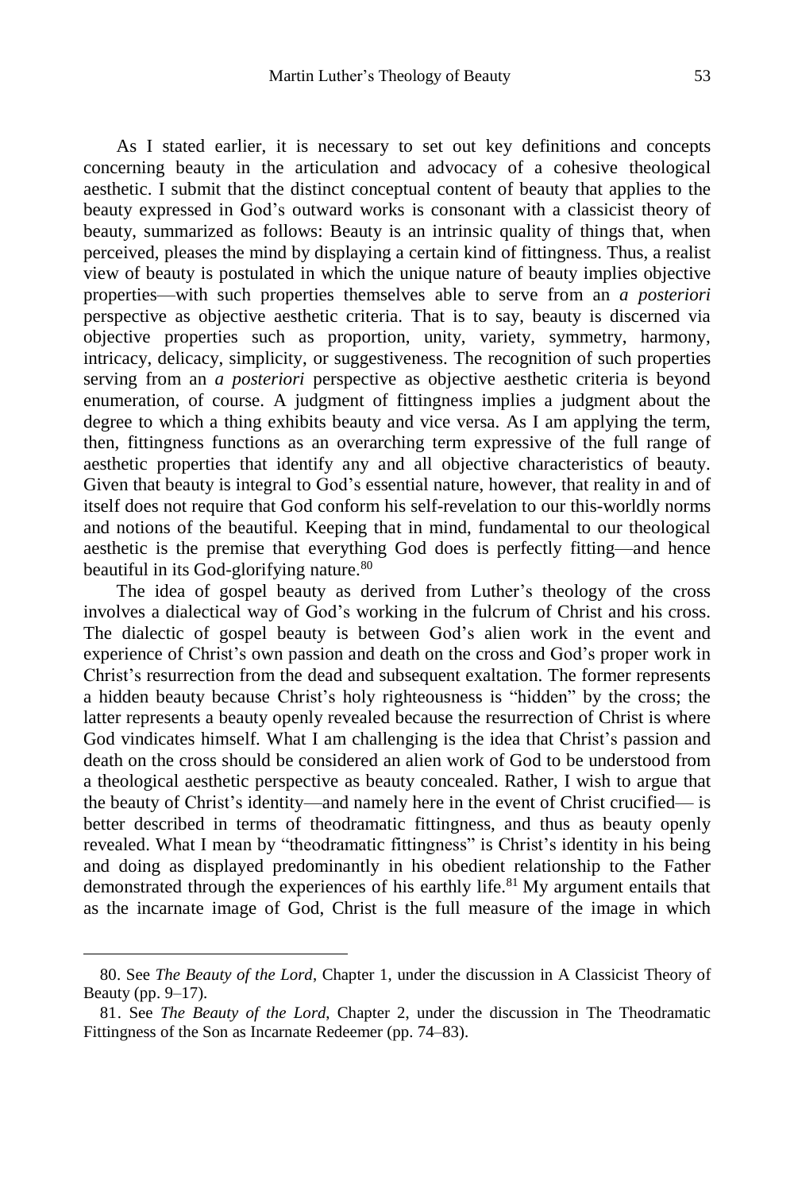As I stated earlier, it is necessary to set out key definitions and concepts concerning beauty in the articulation and advocacy of a cohesive theological aesthetic. I submit that the distinct conceptual content of beauty that applies to the beauty expressed in God's outward works is consonant with a classicist theory of beauty, summarized as follows: Beauty is an intrinsic quality of things that, when perceived, pleases the mind by displaying a certain kind of fittingness. Thus, a realist view of beauty is postulated in which the unique nature of beauty implies objective properties—with such properties themselves able to serve from an *a posteriori* perspective as objective aesthetic criteria. That is to say, beauty is discerned via objective properties such as proportion, unity, variety, symmetry, harmony, intricacy, delicacy, simplicity, or suggestiveness. The recognition of such properties serving from an *a posteriori* perspective as objective aesthetic criteria is beyond enumeration, of course. A judgment of fittingness implies a judgment about the degree to which a thing exhibits beauty and vice versa. As I am applying the term, then, fittingness functions as an overarching term expressive of the full range of aesthetic properties that identify any and all objective characteristics of beauty. Given that beauty is integral to God's essential nature, however, that reality in and of itself does not require that God conform his self-revelation to our this-worldly norms and notions of the beautiful. Keeping that in mind, fundamental to our theological aesthetic is the premise that everything God does is perfectly fitting—and hence beautiful in its God-glorifying nature.[80]

The idea of gospel beauty as derived from Luther's theology of the cross involves a dialectical way of God's working in the fulcrum of Christ and his cross. The dialectic of gospel beauty is between God's alien work in the event and experience of Christ's own passion and death on the cross and God's proper work in Christ's resurrection from the dead and subsequent exaltation. The former represents a hidden beauty because Christ's holy righteousness is "hidden" by the cross; the latter represents a beauty openly revealed because the resurrection of Christ is where God vindicates himself. What I am challenging is the idea that Christ's passion and death on the cross should be considered an alien work of God to be understood from a theological aesthetic perspective as beauty concealed. Rather, I wish to argue that the beauty of Christ's identity—and namely here in the event of Christ crucified— is better described in terms of theodramatic fittingness, and thus as beauty openly revealed. What I mean by "theodramatic fittingness" is Christ's identity in his being and doing as displayed predominantly in his obedient relationship to the Father demonstrated through the experiences of his earthly life.[81] My argument entails that as the incarnate image of God, Christ is the full measure of the image in which

---

80. See *The Beauty of the Lord*, Chapter 1, under the discussion in A Classicist Theory of Beauty (pp. 9–17).

81. See *The Beauty of the Lord*, Chapter 2, under the discussion in The Theodramatic Fittingness of the Son as Incarnate Redeemer (pp. 74–83).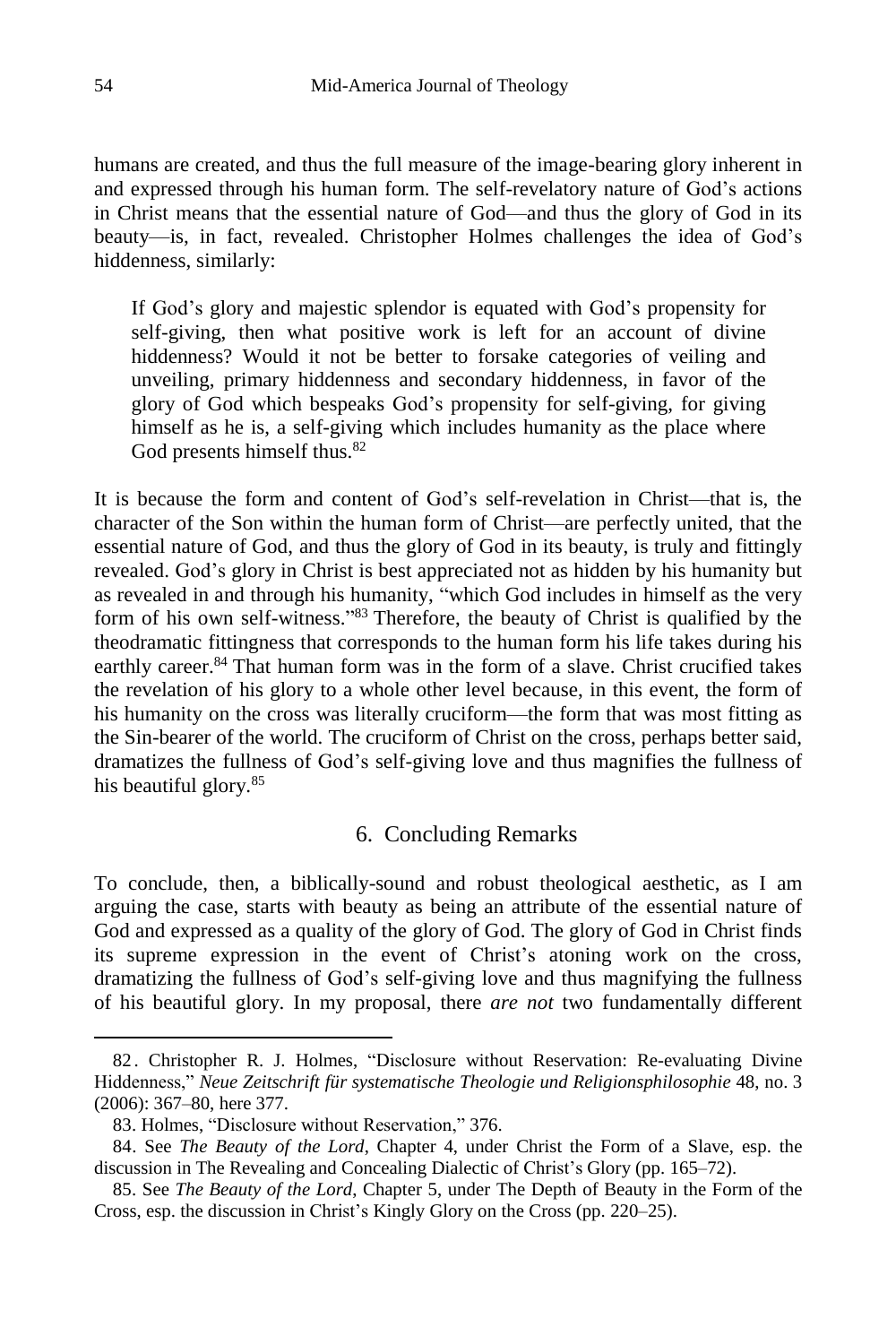humans are created, and thus the full measure of the image-bearing glory inherent in and expressed through his human form. The self-revelatory nature of God's actions in Christ means that the essential nature of God—and thus the glory of God in its beauty—is, in fact, revealed. Christopher Holmes challenges the idea of God's hiddenness, similarly:

> If God's glory and majestic splendor is equated with God's propensity for self-giving, then what positive work is left for an account of divine hiddenness? Would it not be better to forsake categories of veiling and unveiling, primary hiddenness and secondary hiddenness, in favor of the glory of God which bespeaks God's propensity for self-giving, for giving himself as he is, a self-giving which includes humanity as the place where God presents himself thus.[82]

It is because the form and content of God's self-revelation in Christ—that is, the character of the Son within the human form of Christ—are perfectly united, that the essential nature of God, and thus the glory of God in its beauty, is truly and fittingly revealed. God's glory in Christ is best appreciated not as hidden by his humanity but as revealed in and through his humanity, "which God includes in himself as the very form of his own self-witness."[83] Therefore, the beauty of Christ is qualified by the theodramatic fittingness that corresponds to the human form his life takes during his earthly career.[84] That human form was in the form of a slave. Christ crucified takes the revelation of his glory to a whole other level because, in this event, the form of his humanity on the cross was literally cruciform—the form that was most fitting as the Sin-bearer of the world. The cruciform of Christ on the cross, perhaps better said, dramatizes the fullness of God's self-giving love and thus magnifies the fullness of his beautiful glory.[85]

## 6. Concluding Remarks

To conclude, then, a biblically-sound and robust theological aesthetic, as I am arguing the case, starts with beauty as being an attribute of the essential nature of God and expressed as a quality of the glory of God. The glory of God in Christ finds its supreme expression in the event of Christ's atoning work on the cross, dramatizing the fullness of God's self-giving love and thus magnifying the fullness of his beautiful glory. In my proposal, there *are not* two fundamentally different

---

82. Christopher R. J. Holmes, "Disclosure without Reservation: Re-evaluating Divine Hiddenness," *Neue Zeitschrift für systematische Theologie und Religionsphilosophie* 48, no. 3 (2006): 367–80, here 377.

83. Holmes, "Disclosure without Reservation," 376.

84. See *The Beauty of the Lord*, Chapter 4, under Christ the Form of a Slave, esp. the discussion in The Revealing and Concealing Dialectic of Christ's Glory (pp. 165–72).

85. See *The Beauty of the Lord*, Chapter 5, under The Depth of Beauty in the Form of the Cross, esp. the discussion in Christ's Kingly Glory on the Cross (pp. 220–25).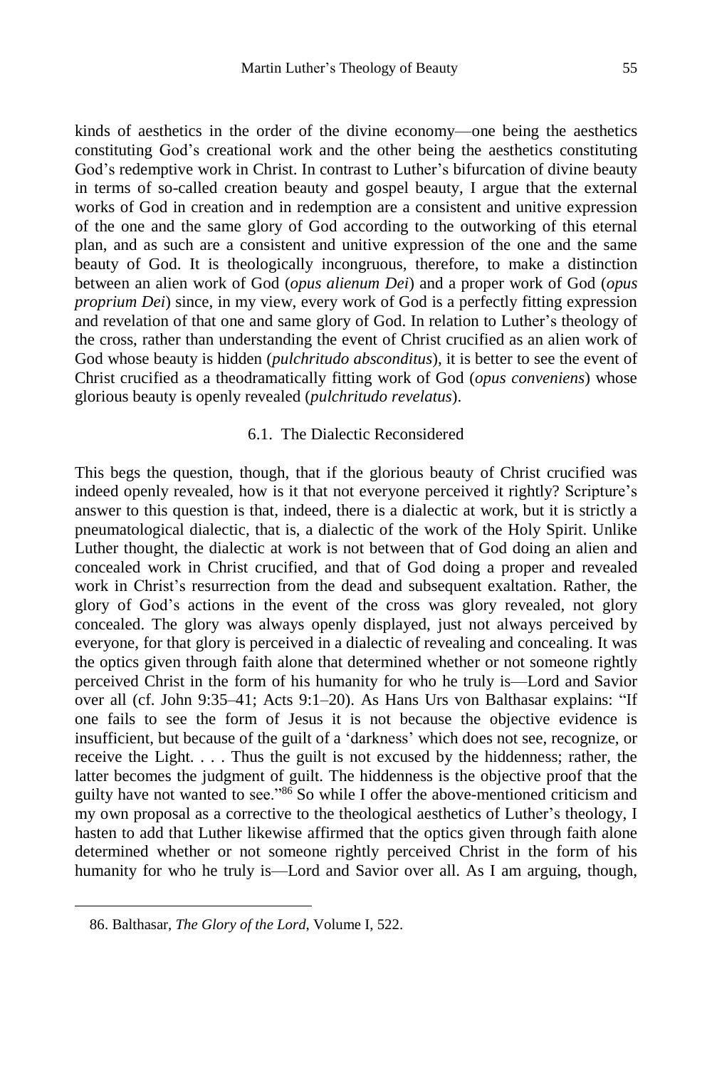kinds of aesthetics in the order of the divine economy—one being the aesthetics constituting God's creational work and the other being the aesthetics constituting God's redemptive work in Christ. In contrast to Luther's bifurcation of divine beauty in terms of so-called creation beauty and gospel beauty, I argue that the external works of God in creation and in redemption are a consistent and unitive expression of the one and the same glory of God according to the outworking of this eternal plan, and as such are a consistent and unitive expression of the one and the same beauty of God. It is theologically incongruous, therefore, to make a distinction between an alien work of God (*opus alienum Dei*) and a proper work of God (*opus proprium Dei*) since, in my view, every work of God is a perfectly fitting expression and revelation of that one and same glory of God. In relation to Luther's theology of the cross, rather than understanding the event of Christ crucified as an alien work of God whose beauty is hidden (*pulchritudo absconditus*), it is better to see the event of Christ crucified as a theodramatically fitting work of God (*opus conveniens*) whose glorious beauty is openly revealed (*pulchritudo revelatus*).

### 6.1. The Dialectic Reconsidered

This begs the question, though, that if the glorious beauty of Christ crucified was indeed openly revealed, how is it that not everyone perceived it rightly? Scripture's answer to this question is that, indeed, there is a dialectic at work, but it is strictly a pneumatological dialectic, that is, a dialectic of the work of the Holy Spirit. Unlike Luther thought, the dialectic at work is not between that of God doing an alien and concealed work in Christ crucified, and that of God doing a proper and revealed work in Christ's resurrection from the dead and subsequent exaltation. Rather, the glory of God's actions in the event of the cross was glory revealed, not glory concealed. The glory was always openly displayed, just not always perceived by everyone, for that glory is perceived in a dialectic of revealing and concealing. It was the optics given through faith alone that determined whether or not someone rightly perceived Christ in the form of his humanity for who he truly is—Lord and Savior over all (cf. John 9:35–41; Acts 9:1–20). As Hans Urs von Balthasar explains: "If one fails to see the form of Jesus it is not because the objective evidence is insufficient, but because of the guilt of a 'darkness' which does not see, recognize, or receive the Light. . . . Thus the guilt is not excused by the hiddenness; rather, the latter becomes the judgment of guilt. The hiddenness is the objective proof that the guilty have not wanted to see."[86] So while I offer the above-mentioned criticism and my own proposal as a corrective to the theological aesthetics of Luther's theology, I hasten to add that Luther likewise affirmed that the optics given through faith alone determined whether or not someone rightly perceived Christ in the form of his humanity for who he truly is—Lord and Savior over all. As I am arguing, though,

86. Balthasar, *The Glory of the Lord*, Volume I, 522.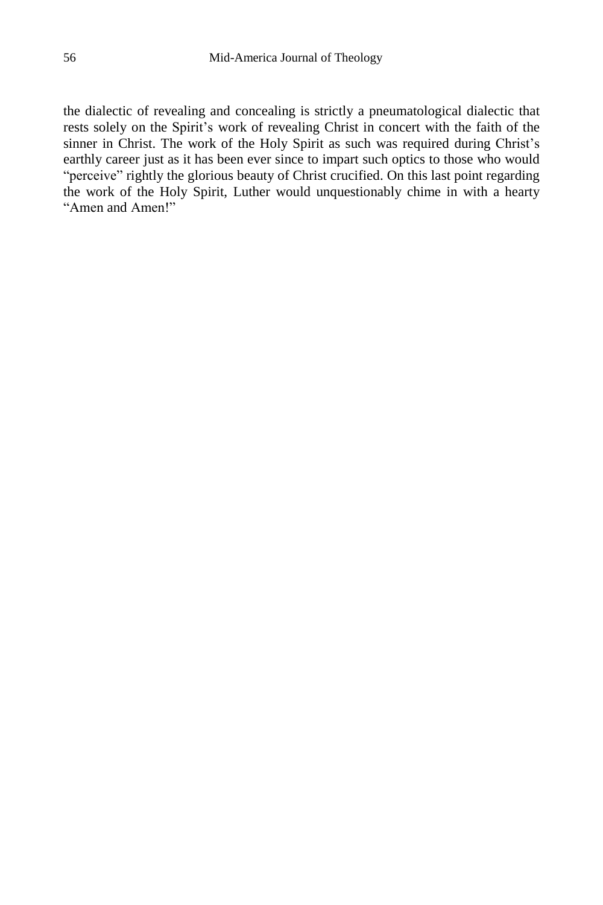the dialectic of revealing and concealing is strictly a pneumatological dialectic that rests solely on the Spirit's work of revealing Christ in concert with the faith of the sinner in Christ. The work of the Holy Spirit as such was required during Christ's earthly career just as it has been ever since to impart such optics to those who would "perceive" rightly the glorious beauty of Christ crucified. On this last point regarding the work of the Holy Spirit, Luther would unquestionably chime in with a hearty "Amen and Amen!"